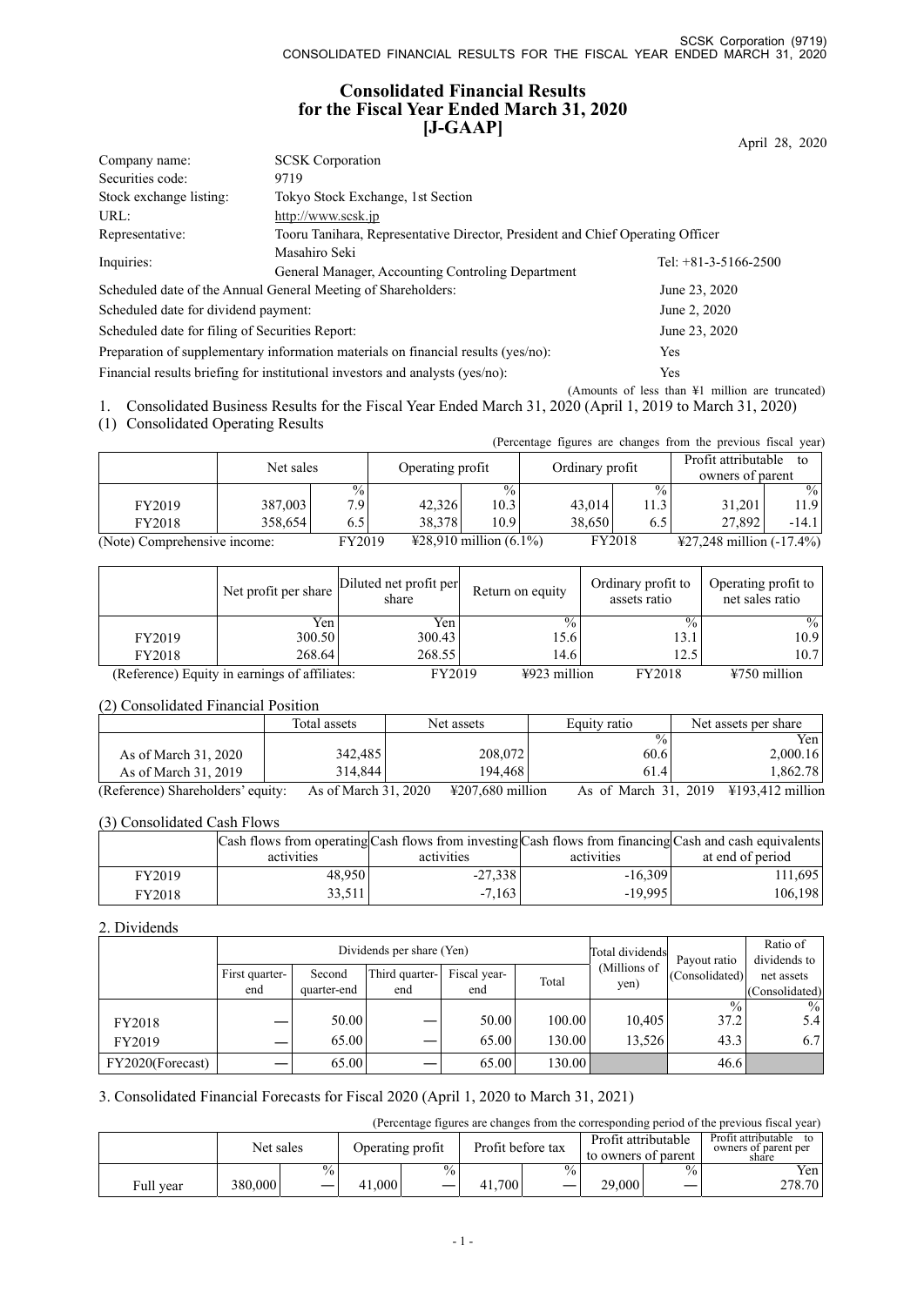# Consolidated Financial Results for the Fiscal Year Ended March 31, 2020 [J-GAAP]

April 28, 2020

| | | |
|---|---|---|
| Company name: | SCSK Corporation | |
| Securities code: | 9719 | |
| Stock exchange listing: | Tokyo Stock Exchange, 1st Section | |
| URL: | http://www.scsk.jp | |
| Representative: | Tooru Tanihara, Representative Director, President and Chief Operating Officer | |
| Inquiries: | Masahiro Seki<br>General Manager, Accounting Controling Department | Tel: +81-3-5166-2500 |
| Scheduled date of the Annual General Meeting of Shareholders: | | June 23, 2020 |
| Scheduled date for dividend payment: | | June 2, 2020 |
| Scheduled date for filing of Securities Report: | | June 23, 2020 |
| Preparation of supplementary information materials on financial results (yes/no): | | Yes |
| Financial results briefing for institutional investors and analysts (yes/no): | | Yes |

(Amounts of less than ¥1 million are truncated)

1. Consolidated Business Results for the Fiscal Year Ended March 31, 2020 (April 1, 2019 to March 31, 2020)

(1) Consolidated Operating Results

(Percentage figures are changes from the previous fiscal year)

| | Net sales | | Operating profit | | Ordinary profit | | Profit attributable to owners of parent | |
|---|---|---|---|---|---|---|---|---|
| | | % | | % | | % | | % |
| FY2019 | 387,003 | 7.9 | 42,326 | 10.3 | 43,014 | 11.3 | 31,201 | 11.9 |
| FY2018 | 358,654 | 6.5 | 38,378 | 10.9 | 38,650 | 6.5 | 27,892 | -14.1 |

(Note) Comprehensive income: FY2019 ¥28,910 million (6.1%) FY2018 ¥27,248 million (-17.4%)

| | Net profit per share | Diluted net profit per share | Return on equity | Ordinary profit to assets ratio | Operating profit to net sales ratio |
|---|---|---|---|---|---|
| | Yen | Yen | % | % | % |
| FY2019 | 300.50 | 300.43 | 15.6 | 13.1 | 10.9 |
| FY2018 | 268.64 | 268.55 | 14.6 | 12.5 | 10.7 |

(Reference) Equity in earnings of affiliates: FY2019 ¥923 million FY2018 ¥750 million

(2) Consolidated Financial Position

| | Total assets | Net assets | Equity ratio | Net assets per share |
|---|---|---|---|---|
| | | | % | Yen |
| As of March 31, 2020 | 342,485 | 208,072 | 60.6 | 2,000.16 |
| As of March 31, 2019 | 314,844 | 194,468 | 61.4 | 1,862.78 |

(Reference) Shareholders' equity: As of March 31, 2020 ¥207,680 million As of March 31, 2019 ¥193,412 million

(3) Consolidated Cash Flows

| | Cash flows from operating activities | Cash flows from investing activities | Cash flows from financing activities | Cash and cash equivalents at end of period |
|---|---|---|---|---|
| FY2019 | 48,950 | -27,338 | -16,309 | 111,695 |
| FY2018 | 33,511 | -7,163 | -19,995 | 106,198 |

2. Dividends

| | Dividends per share (Yen) | | | | | Total dividends (Millions of yen) | Payout ratio (Consolidated) | Ratio of dividends to net assets (Consolidated) |
|---|---|---|---|---|---|---|---|---|
| | First quarter-end | Second quarter-end | Third quarter-end | Fiscal year-end | Total | | | |
| | | | | | | | % | % |
| FY2018 | — | 50.00 | — | 50.00 | 100.00 | 10,405 | 37.2 | 5.4 |
| FY2019 | — | 65.00 | — | 65.00 | 130.00 | 13,526 | 43.3 | 6.7 |
| FY2020(Forecast) | — | 65.00 | — | 65.00 | 130.00 | | 46.6 | |

3. Consolidated Financial Forecasts for Fiscal 2020 (April 1, 2020 to March 31, 2021)

(Percentage figures are changes from the corresponding period of the previous fiscal year)

| | Net sales | | Operating profit | | Profit before tax | | Profit attributable to owners of parent | | Profit attributable to owners of parent per share |
|---|---|---|---|---|---|---|---|---|---|
| | | % | | % | | % | | % | Yen |
| Full year | 380,000 | — | 41,000 | — | 41,700 | — | 29,000 | — | 278.70 |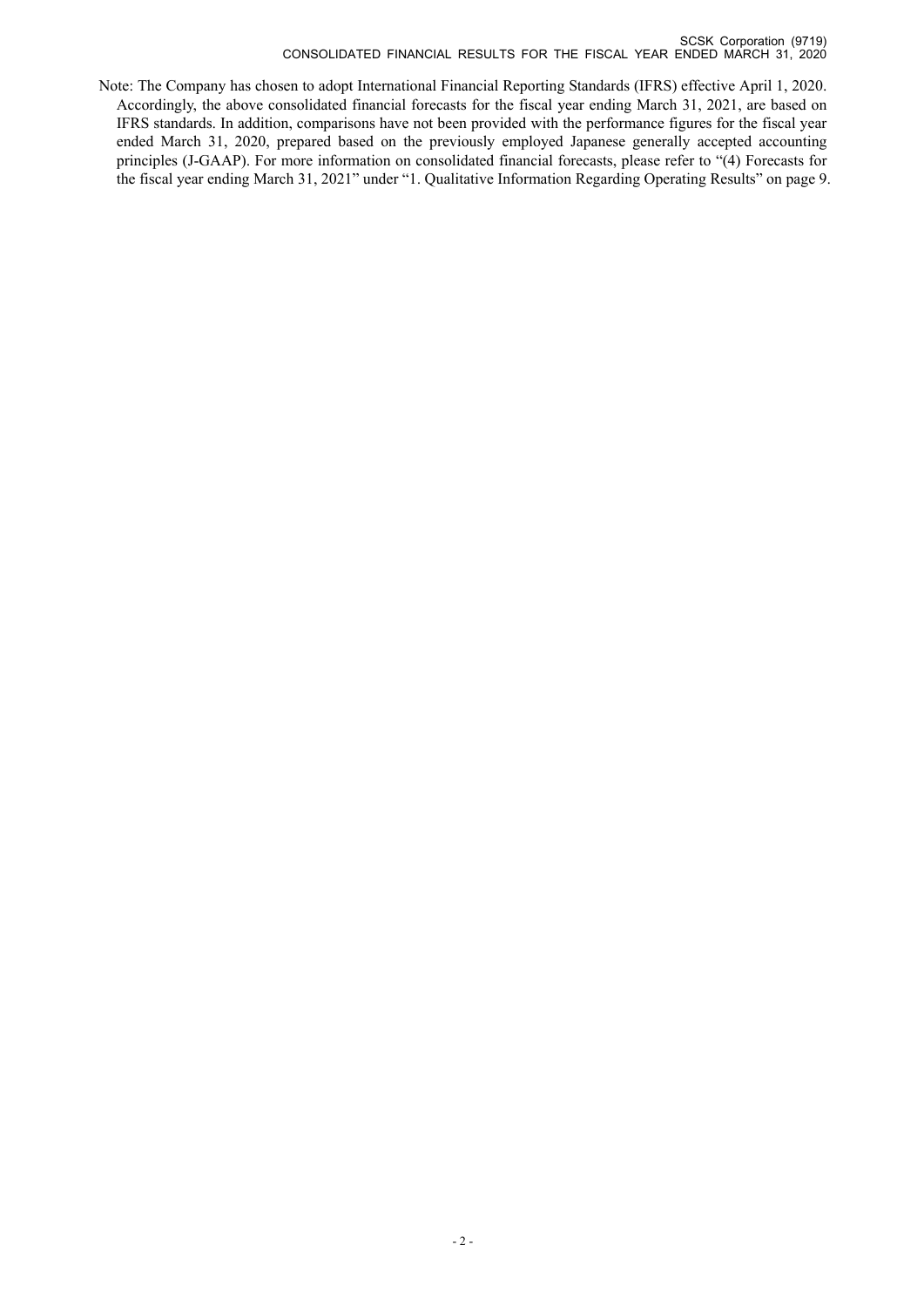Note: The Company has chosen to adopt International Financial Reporting Standards (IFRS) effective April 1, 2020. Accordingly, the above consolidated financial forecasts for the fiscal year ending March 31, 2021, are based on IFRS standards. In addition, comparisons have not been provided with the performance figures for the fiscal year ended March 31, 2020, prepared based on the previously employed Japanese generally accepted accounting principles (J-GAAP). For more information on consolidated financial forecasts, please refer to "(4) Forecasts for the fiscal year ending March 31, 2021" under "1. Qualitative Information Regarding Operating Results" on page 9.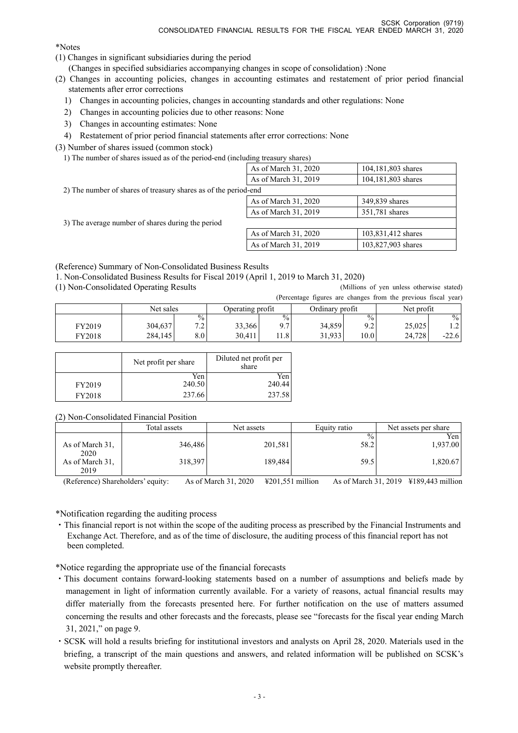*Notes

(1) Changes in significant subsidiaries during the period
(Changes in specified subsidiaries accompanying changes in scope of consolidation) :None

(2) Changes in accounting policies, changes in accounting estimates and restatement of prior period financial statements after error corrections
1) Changes in accounting policies, changes in accounting standards and other regulations: None
2) Changes in accounting policies due to other reasons: None
3) Changes in accounting estimates: None
4) Restatement of prior period financial statements after error corrections: None

(3) Number of shares issued (common stock)

| | | |
|---|---|---|
| 1) The number of shares issued as of the period-end (including treasury shares) | As of March 31, 2020 | 104,181,803 shares |
| | As of March 31, 2019 | 104,181,803 shares |
| 2) The number of shares of treasury shares as of the period-end | As of March 31, 2020 | 349,839 shares |
| | As of March 31, 2019 | 351,781 shares |
| 3) The average number of shares during the period | As of March 31, 2020 | 103,831,412 shares |
| | As of March 31, 2019 | 103,827,903 shares |

(Reference) Summary of Non-Consolidated Business Results

1. Non-Consolidated Business Results for Fiscal 2019 (April 1, 2019 to March 31, 2020)

(1) Non-Consolidated Operating Results

(Millions of yen unless otherwise stated)
(Percentage figures are changes from the previous fiscal year)

| | Net sales | | Operating profit | | Ordinary profit | | Net profit | |
|---|---|---|---|---|---|---|---|---|
| | | % | | % | | % | | % |
| FY2019 | 304,637 | 7.2 | 33,366 | 9.7 | 34,859 | 9.2 | 25,025 | 1.2 |
| FY2018 | 284,145 | 8.0 | 30,411 | 11.8 | 31,933 | 10.0 | 24,728 | -22.6 |

| | Net profit per share | Diluted net profit per share |
|---|---|---|
| | Yen | Yen |
| FY2019 | 240.50 | 240.44 |
| FY2018 | 237.66 | 237.58 |

(2) Non-Consolidated Financial Position

| | Total assets | Net assets | Equity ratio | Net assets per share |
|---|---|---|---|---|
| | | | % | Yen |
| As of March 31, 2020 | 346,486 | 201,581 | 58.2 | 1,937.00 |
| As of March 31, 2019 | 318,397 | 189,484 | 59.5 | 1,820.67 |

(Reference) Shareholders' equity: As of March 31, 2020 ¥201,551 million As of March 31, 2019 ¥189,443 million

*Notification regarding the auditing process

・This financial report is not within the scope of the auditing process as prescribed by the Financial Instruments and Exchange Act. Therefore, and as of the time of disclosure, the auditing process of this financial report has not been completed.

*Notice regarding the appropriate use of the financial forecasts

・This document contains forward-looking statements based on a number of assumptions and beliefs made by management in light of information currently available. For a variety of reasons, actual financial results may differ materially from the forecasts presented here. For further notification on the use of matters assumed concerning the results and other forecasts and the forecasts, please see "forecasts for the fiscal year ending March 31, 2021," on page 9.

・SCSK will hold a results briefing for institutional investors and analysts on April 28, 2020. Materials used in the briefing, a transcript of the main questions and answers, and related information will be published on SCSK's website promptly thereafter.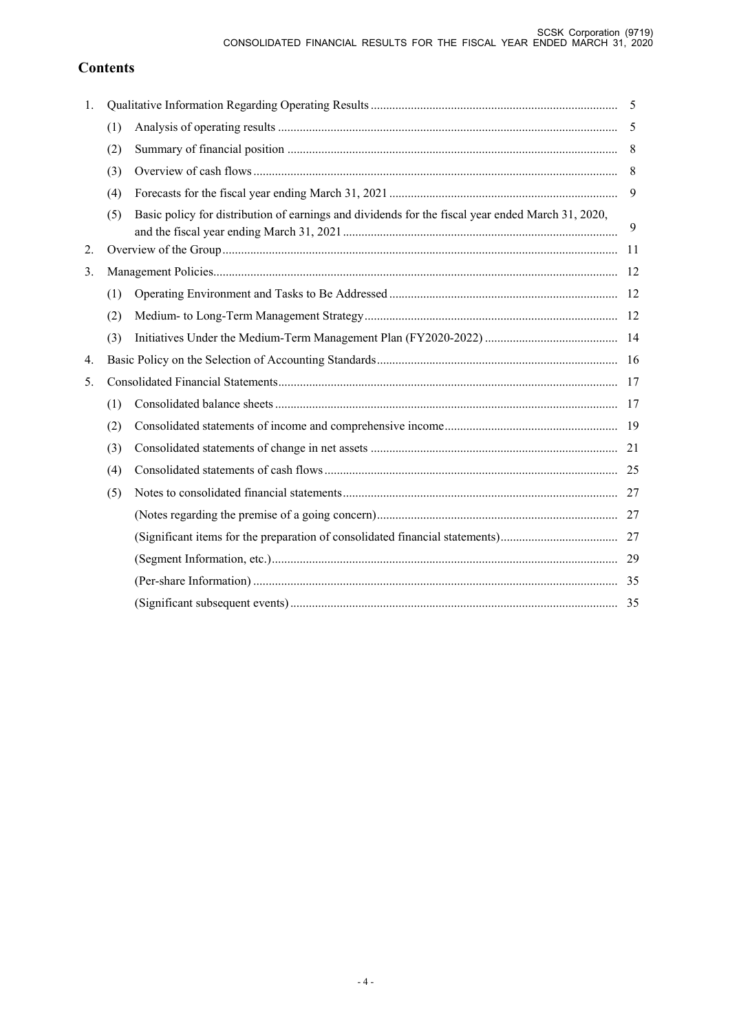## Contents

| | | | |
|---|---|---|---|
| 1. | Qualitative Information Regarding Operating Results | | 5 |
| | (1) | Analysis of operating results | 5 |
| | (2) | Summary of financial position | 8 |
| | (3) | Overview of cash flows | 8 |
| | (4) | Forecasts for the fiscal year ending March 31, 2021 | 9 |
| | (5) | Basic policy for distribution of earnings and dividends for the fiscal year ended March 31, 2020, and the fiscal year ending March 31, 2021 | 9 |
| 2. | Overview of the Group | | 11 |
| 3. | Management Policies | | 12 |
| | (1) | Operating Environment and Tasks to Be Addressed | 12 |
| | (2) | Medium- to Long-Term Management Strategy | 12 |
| | (3) | Initiatives Under the Medium-Term Management Plan (FY2020-2022) | 14 |
| 4. | Basic Policy on the Selection of Accounting Standards | | 16 |
| 5. | Consolidated Financial Statements | | 17 |
| | (1) | Consolidated balance sheets | 17 |
| | (2) | Consolidated statements of income and comprehensive income | 19 |
| | (3) | Consolidated statements of change in net assets | 21 |
| | (4) | Consolidated statements of cash flows | 25 |
| | (5) | Notes to consolidated financial statements | 27 |
| | | (Notes regarding the premise of a going concern) | 27 |
| | | (Significant items for the preparation of consolidated financial statements) | 27 |
| | | (Segment Information, etc.) | 29 |
| | | (Per-share Information) | 35 |
| | | (Significant subsequent events) | 35 |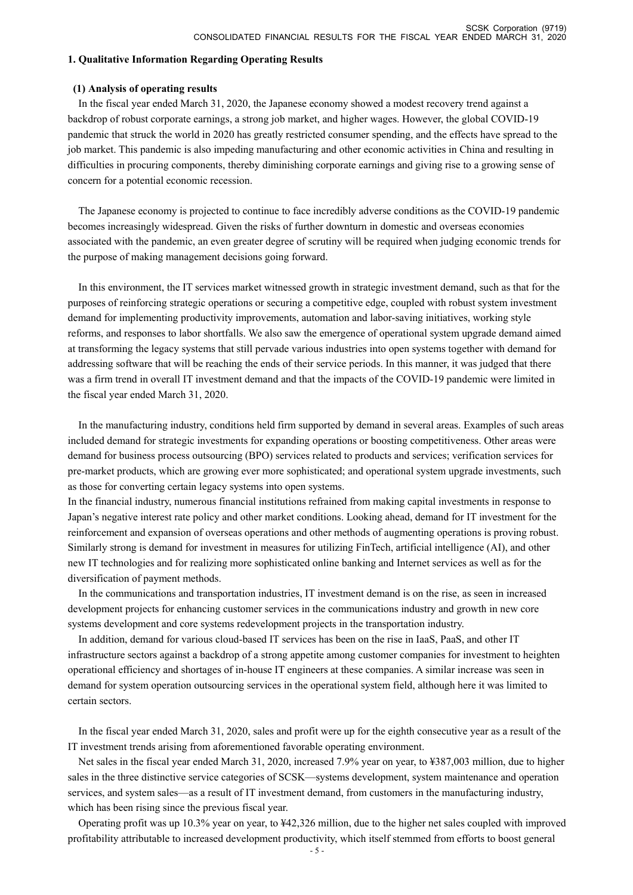## 1. Qualitative Information Regarding Operating Results

### (1) Analysis of operating results

In the fiscal year ended March 31, 2020, the Japanese economy showed a modest recovery trend against a backdrop of robust corporate earnings, a strong job market, and higher wages. However, the global COVID-19 pandemic that struck the world in 2020 has greatly restricted consumer spending, and the effects have spread to the job market. This pandemic is also impeding manufacturing and other economic activities in China and resulting in difficulties in procuring components, thereby diminishing corporate earnings and giving rise to a growing sense of concern for a potential economic recession.

The Japanese economy is projected to continue to face incredibly adverse conditions as the COVID-19 pandemic becomes increasingly widespread. Given the risks of further downturn in domestic and overseas economies associated with the pandemic, an even greater degree of scrutiny will be required when judging economic trends for the purpose of making management decisions going forward.

In this environment, the IT services market witnessed growth in strategic investment demand, such as that for the purposes of reinforcing strategic operations or securing a competitive edge, coupled with robust system investment demand for implementing productivity improvements, automation and labor-saving initiatives, working style reforms, and responses to labor shortfalls. We also saw the emergence of operational system upgrade demand aimed at transforming the legacy systems that still pervade various industries into open systems together with demand for addressing software that will be reaching the ends of their service periods. In this manner, it was judged that there was a firm trend in overall IT investment demand and that the impacts of the COVID-19 pandemic were limited in the fiscal year ended March 31, 2020.

In the manufacturing industry, conditions held firm supported by demand in several areas. Examples of such areas included demand for strategic investments for expanding operations or boosting competitiveness. Other areas were demand for business process outsourcing (BPO) services related to products and services; verification services for pre-market products, which are growing ever more sophisticated; and operational system upgrade investments, such as those for converting certain legacy systems into open systems.

In the financial industry, numerous financial institutions refrained from making capital investments in response to Japan's negative interest rate policy and other market conditions. Looking ahead, demand for IT investment for the reinforcement and expansion of overseas operations and other methods of augmenting operations is proving robust. Similarly strong is demand for investment in measures for utilizing FinTech, artificial intelligence (AI), and other new IT technologies and for realizing more sophisticated online banking and Internet services as well as for the diversification of payment methods.

In the communications and transportation industries, IT investment demand is on the rise, as seen in increased development projects for enhancing customer services in the communications industry and growth in new core systems development and core systems redevelopment projects in the transportation industry.

In addition, demand for various cloud-based IT services has been on the rise in IaaS, PaaS, and other IT infrastructure sectors against a backdrop of a strong appetite among customer companies for investment to heighten operational efficiency and shortages of in-house IT engineers at these companies. A similar increase was seen in demand for system operation outsourcing services in the operational system field, although here it was limited to certain sectors.

In the fiscal year ended March 31, 2020, sales and profit were up for the eighth consecutive year as a result of the IT investment trends arising from aforementioned favorable operating environment.

Net sales in the fiscal year ended March 31, 2020, increased 7.9% year on year, to ¥387,003 million, due to higher sales in the three distinctive service categories of SCSK—systems development, system maintenance and operation services, and system sales—as a result of IT investment demand, from customers in the manufacturing industry, which has been rising since the previous fiscal year.

Operating profit was up 10.3% year on year, to ¥42,326 million, due to the higher net sales coupled with improved profitability attributable to increased development productivity, which itself stemmed from efforts to boost general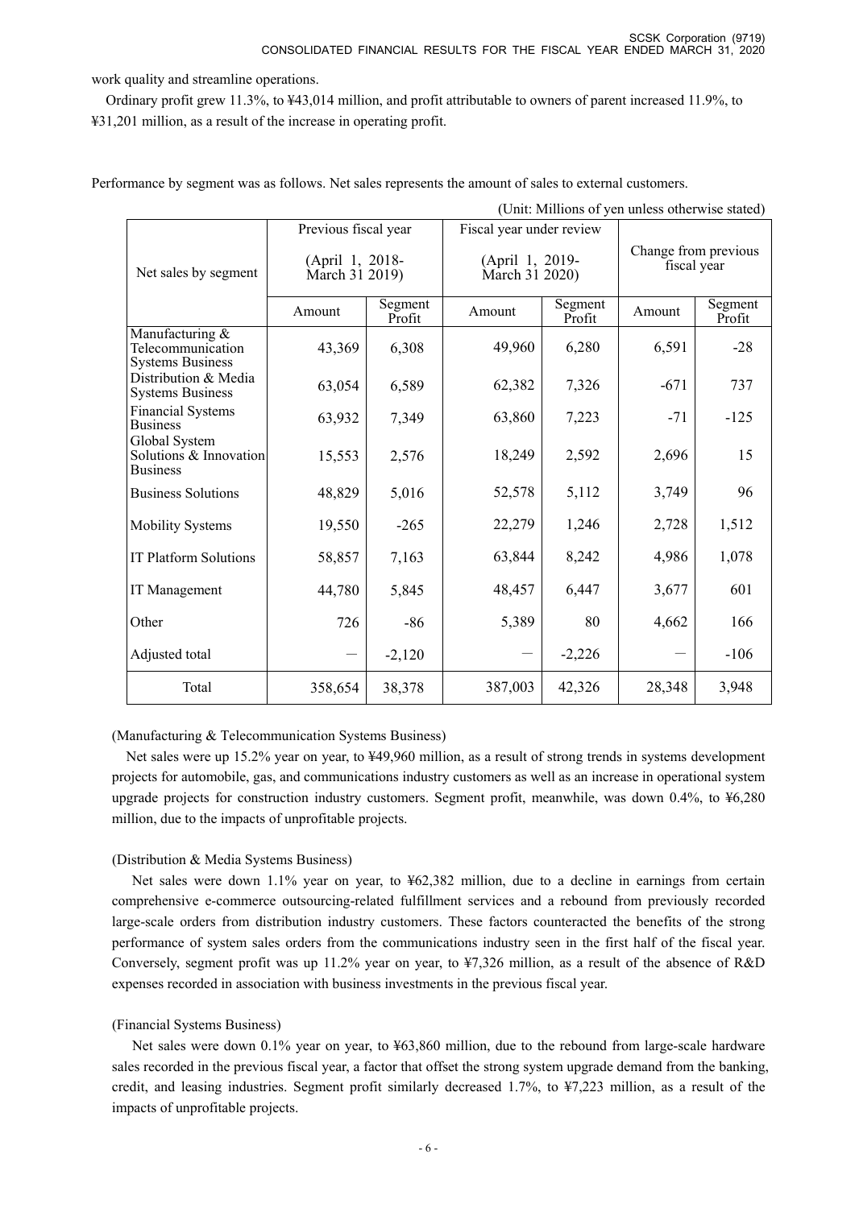work quality and streamline operations.

Ordinary profit grew 11.3%, to ¥43,014 million, and profit attributable to owners of parent increased 11.9%, to ¥31,201 million, as a result of the increase in operating profit.

Performance by segment was as follows. Net sales represents the amount of sales to external customers.

(Unit: Millions of yen unless otherwise stated)

| Net sales by segment | Previous fiscal year (April 1, 2018- March 31 2019) | | Fiscal year under review (April 1, 2019- March 31 2020) | | Change from previous fiscal year | |
|---|---|---|---|---|---|---|
| | Amount | Segment Profit | Amount | Segment Profit | Amount | Segment Profit |
| Manufacturing & Telecommunication Systems Business | 43,369 | 6,308 | 49,960 | 6,280 | 6,591 | -28 |
| Distribution & Media Systems Business | 63,054 | 6,589 | 62,382 | 7,326 | -671 | 737 |
| Financial Systems Business | 63,932 | 7,349 | 63,860 | 7,223 | -71 | -125 |
| Global System Solutions & Innovation Business | 15,553 | 2,576 | 18,249 | 2,592 | 2,696 | 15 |
| Business Solutions | 48,829 | 5,016 | 52,578 | 5,112 | 3,749 | 96 |
| Mobility Systems | 19,550 | -265 | 22,279 | 1,246 | 2,728 | 1,512 |
| IT Platform Solutions | 58,857 | 7,163 | 63,844 | 8,242 | 4,986 | 1,078 |
| IT Management | 44,780 | 5,845 | 48,457 | 6,447 | 3,677 | 601 |
| Other | 726 | -86 | 5,389 | 80 | 4,662 | 166 |
| Adjusted total | ― | -2,120 | ― | -2,226 | ― | -106 |
| Total | 358,654 | 38,378 | 387,003 | 42,326 | 28,348 | 3,948 |

(Manufacturing & Telecommunication Systems Business)

Net sales were up 15.2% year on year, to ¥49,960 million, as a result of strong trends in systems development projects for automobile, gas, and communications industry customers as well as an increase in operational system upgrade projects for construction industry customers. Segment profit, meanwhile, was down 0.4%, to ¥6,280 million, due to the impacts of unprofitable projects.

(Distribution & Media Systems Business)

Net sales were down 1.1% year on year, to ¥62,382 million, due to a decline in earnings from certain comprehensive e-commerce outsourcing-related fulfillment services and a rebound from previously recorded large-scale orders from distribution industry customers. These factors counteracted the benefits of the strong performance of system sales orders from the communications industry seen in the first half of the fiscal year. Conversely, segment profit was up 11.2% year on year, to ¥7,326 million, as a result of the absence of R&D expenses recorded in association with business investments in the previous fiscal year.

(Financial Systems Business)

Net sales were down 0.1% year on year, to ¥63,860 million, due to the rebound from large-scale hardware sales recorded in the previous fiscal year, a factor that offset the strong system upgrade demand from the banking, credit, and leasing industries. Segment profit similarly decreased 1.7%, to ¥7,223 million, as a result of the impacts of unprofitable projects.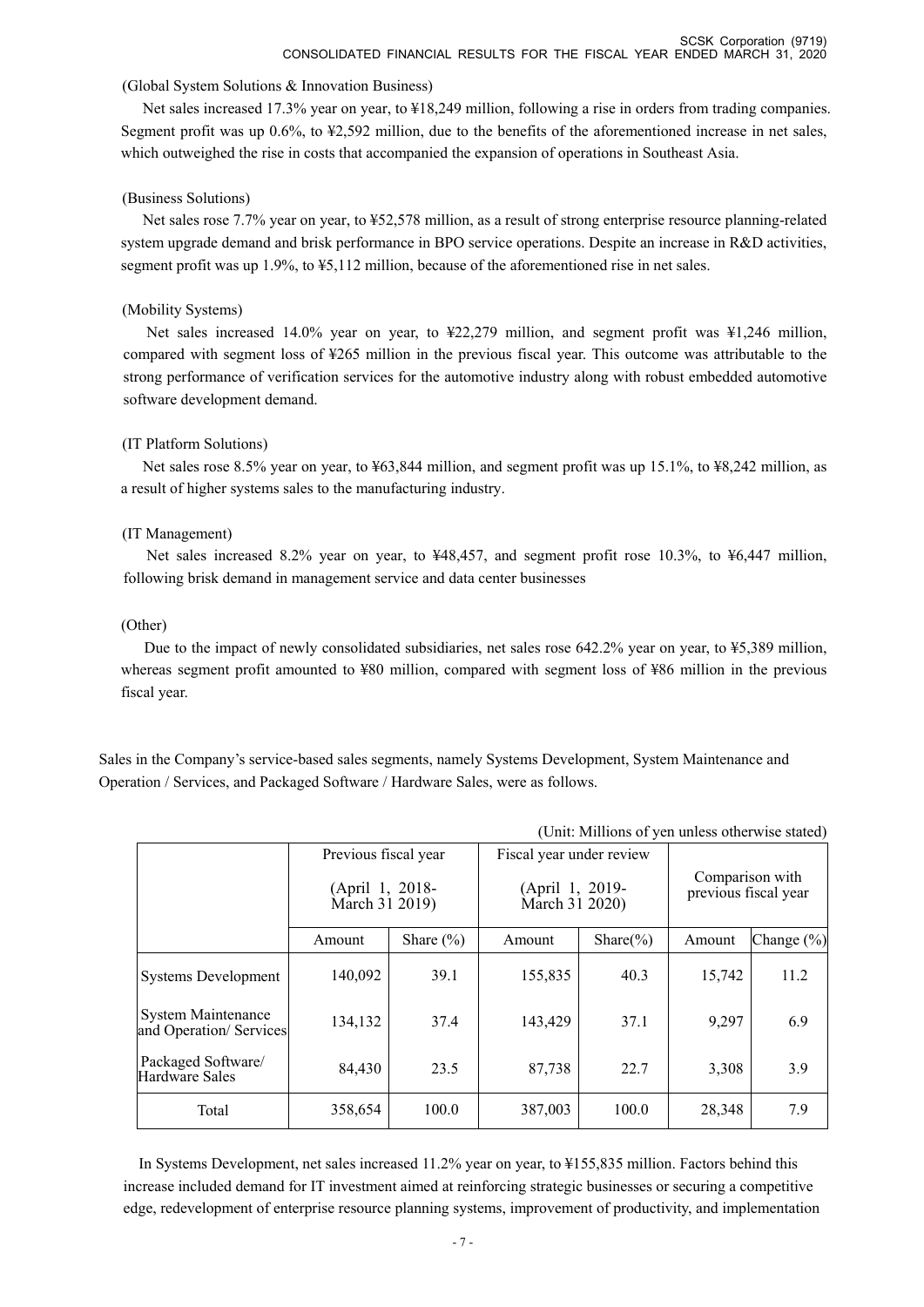(Global System Solutions & Innovation Business)

Net sales increased 17.3% year on year, to ¥18,249 million, following a rise in orders from trading companies. Segment profit was up 0.6%, to ¥2,592 million, due to the benefits of the aforementioned increase in net sales, which outweighed the rise in costs that accompanied the expansion of operations in Southeast Asia.

(Business Solutions)

Net sales rose 7.7% year on year, to ¥52,578 million, as a result of strong enterprise resource planning-related system upgrade demand and brisk performance in BPO service operations. Despite an increase in R&D activities, segment profit was up 1.9%, to ¥5,112 million, because of the aforementioned rise in net sales.

(Mobility Systems)

Net sales increased 14.0% year on year, to ¥22,279 million, and segment profit was ¥1,246 million, compared with segment loss of ¥265 million in the previous fiscal year. This outcome was attributable to the strong performance of verification services for the automotive industry along with robust embedded automotive software development demand.

(IT Platform Solutions)

Net sales rose 8.5% year on year, to ¥63,844 million, and segment profit was up 15.1%, to ¥8,242 million, as a result of higher systems sales to the manufacturing industry.

(IT Management)

Net sales increased 8.2% year on year, to ¥48,457, and segment profit rose 10.3%, to ¥6,447 million, following brisk demand in management service and data center businesses

(Other)

Due to the impact of newly consolidated subsidiaries, net sales rose 642.2% year on year, to ¥5,389 million, whereas segment profit amounted to ¥80 million, compared with segment loss of ¥86 million in the previous fiscal year.

Sales in the Company's service-based sales segments, namely Systems Development, System Maintenance and Operation / Services, and Packaged Software / Hardware Sales, were as follows.

(Unit: Millions of yen unless otherwise stated)

| | Previous fiscal year (April 1, 2018- March 31 2019) | | Fiscal year under review (April 1, 2019- March 31 2020) | | Comparison with previous fiscal year | |
|---|---|---|---|---|---|---|
| | Amount | Share (%) | Amount | Share(%) | Amount | Change (%) |
| Systems Development | 140,092 | 39.1 | 155,835 | 40.3 | 15,742 | 11.2 |
| System Maintenance and Operation/ Services | 134,132 | 37.4 | 143,429 | 37.1 | 9,297 | 6.9 |
| Packaged Software/ Hardware Sales | 84,430 | 23.5 | 87,738 | 22.7 | 3,308 | 3.9 |
| Total | 358,654 | 100.0 | 387,003 | 100.0 | 28,348 | 7.9 |

In Systems Development, net sales increased 11.2% year on year, to ¥155,835 million. Factors behind this increase included demand for IT investment aimed at reinforcing strategic businesses or securing a competitive edge, redevelopment of enterprise resource planning systems, improvement of productivity, and implementation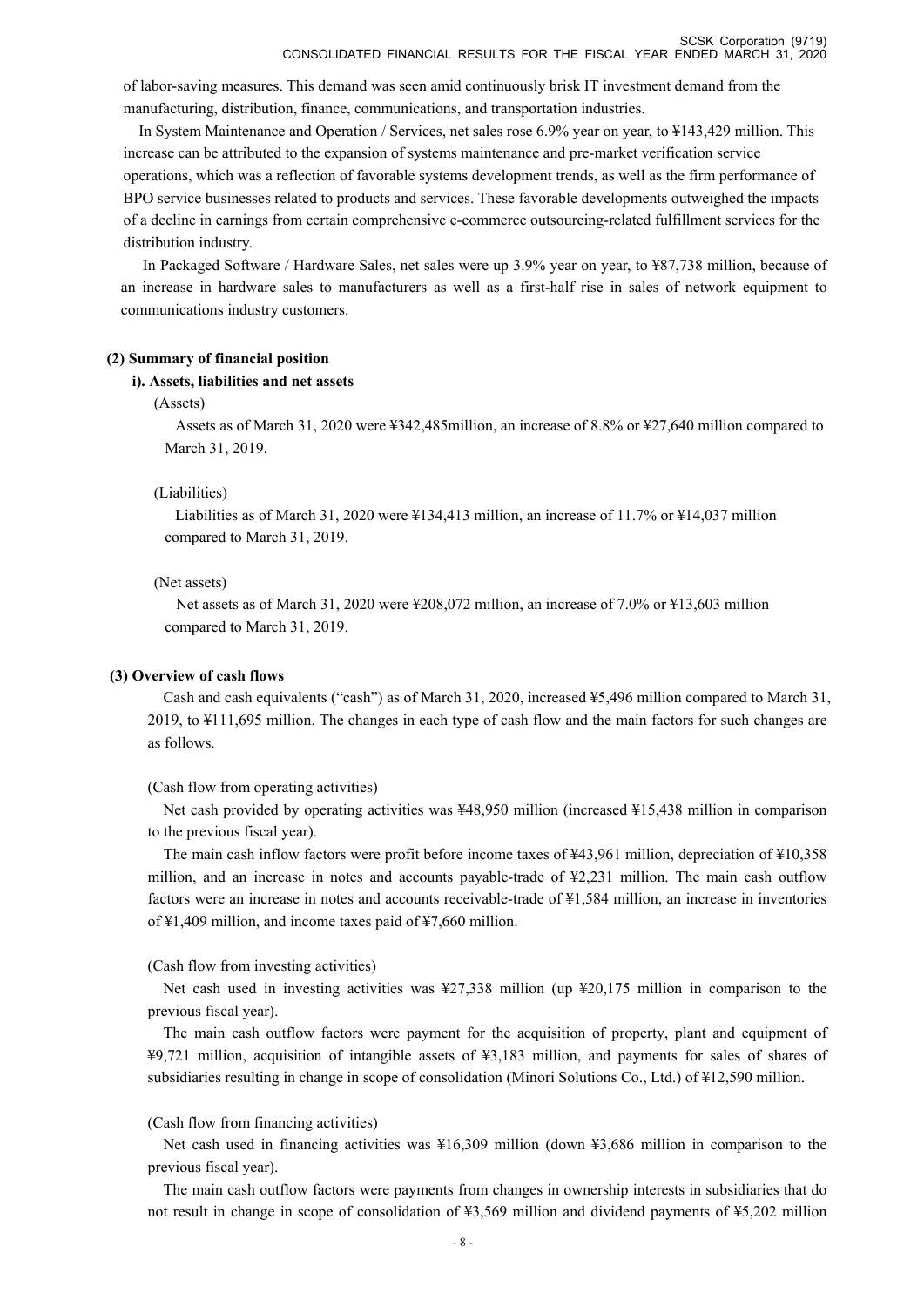of labor-saving measures. This demand was seen amid continuously brisk IT investment demand from the manufacturing, distribution, finance, communications, and transportation industries.

In System Maintenance and Operation / Services, net sales rose 6.9% year on year, to ¥143,429 million. This increase can be attributed to the expansion of systems maintenance and pre-market verification service operations, which was a reflection of favorable systems development trends, as well as the firm performance of BPO service businesses related to products and services. These favorable developments outweighed the impacts of a decline in earnings from certain comprehensive e-commerce outsourcing-related fulfillment services for the distribution industry.

In Packaged Software / Hardware Sales, net sales were up 3.9% year on year, to ¥87,738 million, because of an increase in hardware sales to manufacturers as well as a first-half rise in sales of network equipment to communications industry customers.

**(2) Summary of financial position**

**i). Assets, liabilities and net assets**

(Assets)

Assets as of March 31, 2020 were ¥342,485million, an increase of 8.8% or ¥27,640 million compared to March 31, 2019.

(Liabilities)

Liabilities as of March 31, 2020 were ¥134,413 million, an increase of 11.7% or ¥14,037 million compared to March 31, 2019.

(Net assets)

Net assets as of March 31, 2020 were ¥208,072 million, an increase of 7.0% or ¥13,603 million compared to March 31, 2019.

**(3) Overview of cash flows**

Cash and cash equivalents ("cash") as of March 31, 2020, increased ¥5,496 million compared to March 31, 2019, to ¥111,695 million. The changes in each type of cash flow and the main factors for such changes are as follows.

(Cash flow from operating activities)

Net cash provided by operating activities was ¥48,950 million (increased ¥15,438 million in comparison to the previous fiscal year).

The main cash inflow factors were profit before income taxes of ¥43,961 million, depreciation of ¥10,358 million, and an increase in notes and accounts payable-trade of ¥2,231 million. The main cash outflow factors were an increase in notes and accounts receivable-trade of ¥1,584 million, an increase in inventories of ¥1,409 million, and income taxes paid of ¥7,660 million.

(Cash flow from investing activities)

Net cash used in investing activities was ¥27,338 million (up ¥20,175 million in comparison to the previous fiscal year).

The main cash outflow factors were payment for the acquisition of property, plant and equipment of ¥9,721 million, acquisition of intangible assets of ¥3,183 million, and payments for sales of shares of subsidiaries resulting in change in scope of consolidation (Minori Solutions Co., Ltd.) of ¥12,590 million.

(Cash flow from financing activities)

Net cash used in financing activities was ¥16,309 million (down ¥3,686 million in comparison to the previous fiscal year).

The main cash outflow factors were payments from changes in ownership interests in subsidiaries that do not result in change in scope of consolidation of ¥3,569 million and dividend payments of ¥5,202 million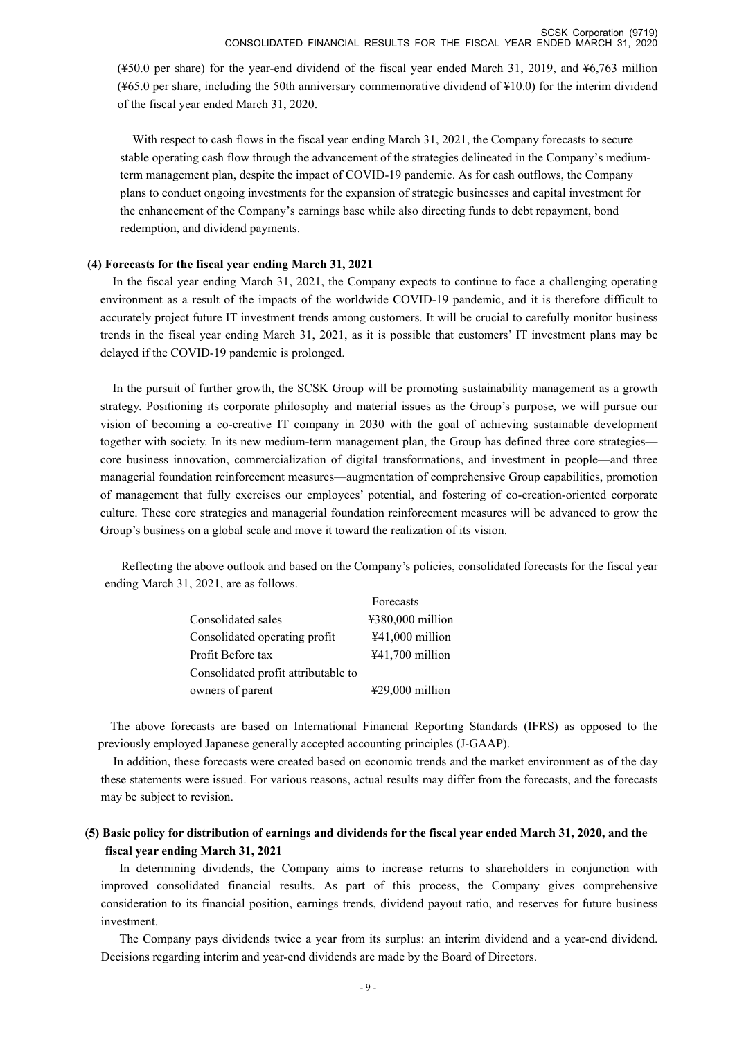(¥50.0 per share) for the year-end dividend of the fiscal year ended March 31, 2019, and ¥6,763 million (¥65.0 per share, including the 50th anniversary commemorative dividend of ¥10.0) for the interim dividend of the fiscal year ended March 31, 2020.

With respect to cash flows in the fiscal year ending March 31, 2021, the Company forecasts to secure stable operating cash flow through the advancement of the strategies delineated in the Company's medium-term management plan, despite the impact of COVID-19 pandemic. As for cash outflows, the Company plans to conduct ongoing investments for the expansion of strategic businesses and capital investment for the enhancement of the Company's earnings base while also directing funds to debt repayment, bond redemption, and dividend payments.

### (4) Forecasts for the fiscal year ending March 31, 2021

In the fiscal year ending March 31, 2021, the Company expects to continue to face a challenging operating environment as a result of the impacts of the worldwide COVID-19 pandemic, and it is therefore difficult to accurately project future IT investment trends among customers. It will be crucial to carefully monitor business trends in the fiscal year ending March 31, 2021, as it is possible that customers' IT investment plans may be delayed if the COVID-19 pandemic is prolonged.

In the pursuit of further growth, the SCSK Group will be promoting sustainability management as a growth strategy. Positioning its corporate philosophy and material issues as the Group's purpose, we will pursue our vision of becoming a co-creative IT company in 2030 with the goal of achieving sustainable development together with society. In its new medium-term management plan, the Group has defined three core strategies—core business innovation, commercialization of digital transformations, and investment in people—and three managerial foundation reinforcement measures—augmentation of comprehensive Group capabilities, promotion of management that fully exercises our employees' potential, and fostering of co-creation-oriented corporate culture. These core strategies and managerial foundation reinforcement measures will be advanced to grow the Group's business on a global scale and move it toward the realization of its vision.

Reflecting the above outlook and based on the Company's policies, consolidated forecasts for the fiscal year ending March 31, 2021, are as follows.

| | Forecasts |
|---|---|
| Consolidated sales | ¥380,000 million |
| Consolidated operating profit | ¥41,000 million |
| Profit Before tax | ¥41,700 million |
| Consolidated profit attributable to owners of parent | ¥29,000 million |

The above forecasts are based on International Financial Reporting Standards (IFRS) as opposed to the previously employed Japanese generally accepted accounting principles (J-GAAP).

In addition, these forecasts were created based on economic trends and the market environment as of the day these statements were issued. For various reasons, actual results may differ from the forecasts, and the forecasts may be subject to revision.

### (5) Basic policy for distribution of earnings and dividends for the fiscal year ended March 31, 2020, and the fiscal year ending March 31, 2021

In determining dividends, the Company aims to increase returns to shareholders in conjunction with improved consolidated financial results. As part of this process, the Company gives comprehensive consideration to its financial position, earnings trends, dividend payout ratio, and reserves for future business investment.

The Company pays dividends twice a year from its surplus: an interim dividend and a year-end dividend. Decisions regarding interim and year-end dividends are made by the Board of Directors.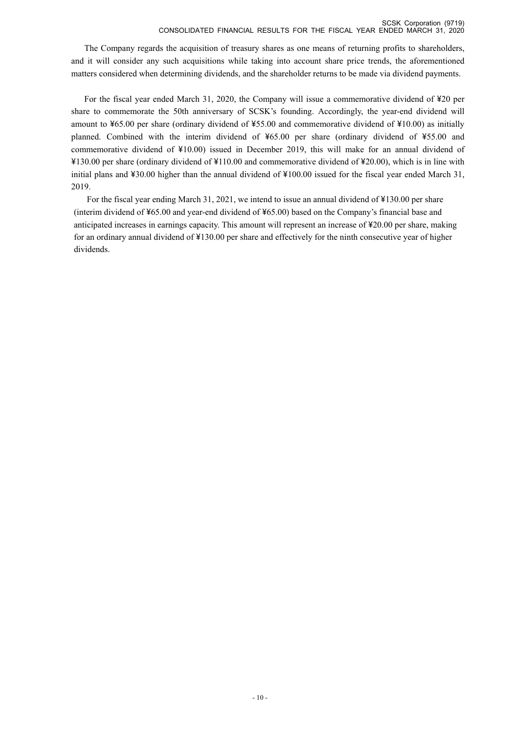The Company regards the acquisition of treasury shares as one means of returning profits to shareholders, and it will consider any such acquisitions while taking into account share price trends, the aforementioned matters considered when determining dividends, and the shareholder returns to be made via dividend payments.

For the fiscal year ended March 31, 2020, the Company will issue a commemorative dividend of ¥20 per share to commemorate the 50th anniversary of SCSK's founding. Accordingly, the year-end dividend will amount to ¥65.00 per share (ordinary dividend of ¥55.00 and commemorative dividend of ¥10.00) as initially planned. Combined with the interim dividend of ¥65.00 per share (ordinary dividend of ¥55.00 and commemorative dividend of ¥10.00) issued in December 2019, this will make for an annual dividend of ¥130.00 per share (ordinary dividend of ¥110.00 and commemorative dividend of ¥20.00), which is in line with initial plans and ¥30.00 higher than the annual dividend of ¥100.00 issued for the fiscal year ended March 31, 2019.

For the fiscal year ending March 31, 2021, we intend to issue an annual dividend of ¥130.00 per share (interim dividend of ¥65.00 and year-end dividend of ¥65.00) based on the Company's financial base and anticipated increases in earnings capacity. This amount will represent an increase of ¥20.00 per share, making for an ordinary annual dividend of ¥130.00 per share and effectively for the ninth consecutive year of higher dividends.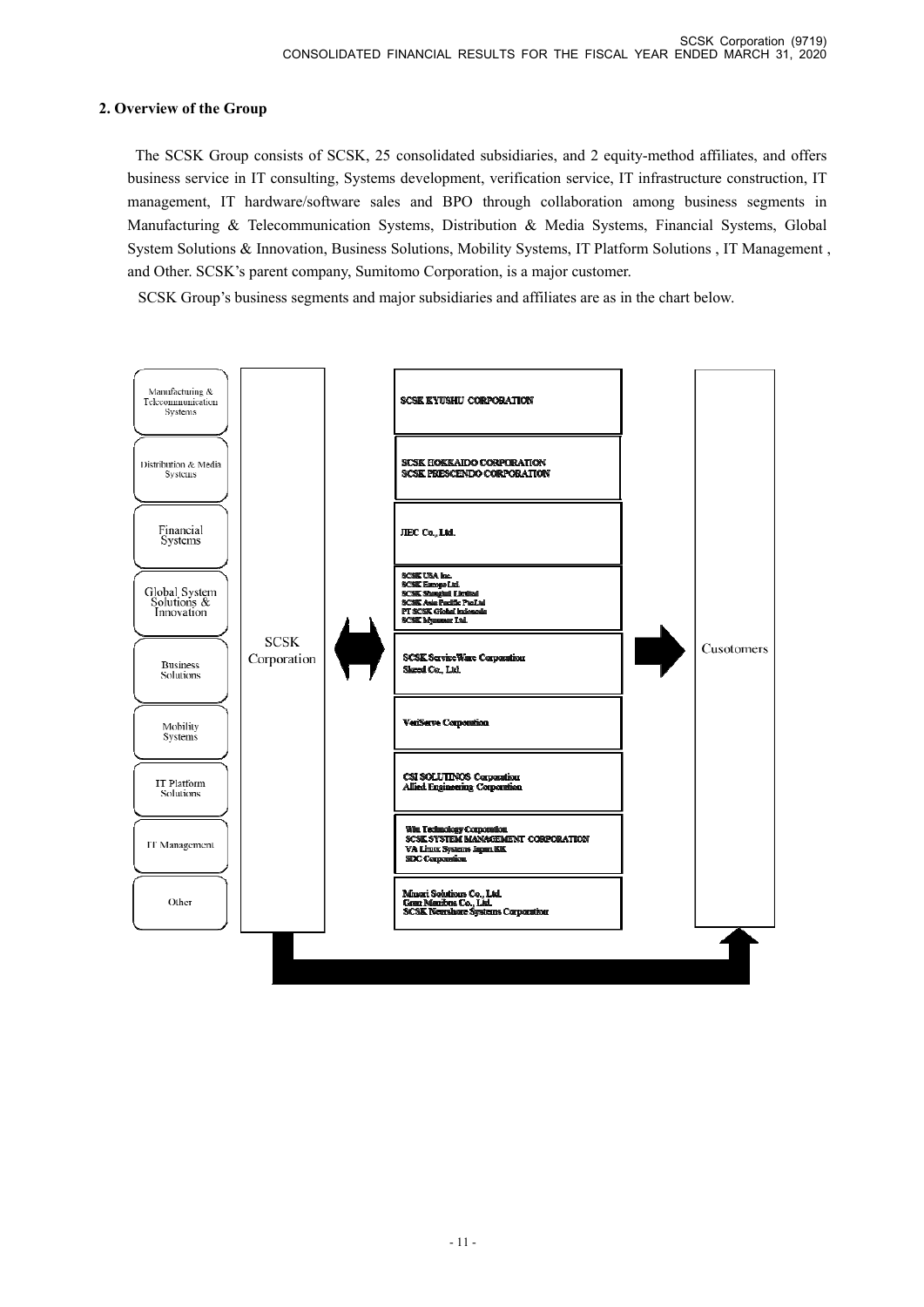## 2. Overview of the Group

The SCSK Group consists of SCSK, 25 consolidated subsidiaries, and 2 equity-method affiliates, and offers business service in IT consulting, Systems development, verification service, IT infrastructure construction, IT management, IT hardware/software sales and BPO through collaboration among business segments in Manufacturing & Telecommunication Systems, Distribution & Media Systems, Financial Systems, Global System Solutions & Innovation, Business Solutions, Mobility Systems, IT Platform Solutions , IT Management , and Other. SCSK's parent company, Sumitomo Corporation, is a major customer.

SCSK Group's business segments and major subsidiaries and affiliates are as in the chart below.

| Business Segment | | Subsidiaries and Affiliates | | |
|---|---|---|---|---|
| Manufacturing & Telecommunication Systems | SCSK Corporation | SCSK KYUSHU CORPORATION | → | Cusotomers |
| Distribution & Media Systems | | SCSK HOKKAIDO CORPORATION<br>SCSK PRESCENDO CORPORATION | | |
| Financial Systems | | JIEC Co., Ltd. | | |
| Global System Solutions & Innovation | | SCSK USA Inc.<br>SCSK Europe Ltd.<br>SCSK Shanghai Limited<br>SCSK Asia Pacific Pte.Ltd<br>PT SCSK Global Indonesia<br>SCSK Myanmar Ltd. | | |
| Business Solutions | | SCSK ServiceWare Corporation<br>Skeed Co., Ltd. | | |
| Mobility Systems | | VeriServe Corporation | | |
| IT Platform Solutions | | CSI SOLUTINOS Corporation<br>Allied Engineering Corporation | | |
| IT Management | | Win Technology Corporation<br>SCSK SYSTEM MANAGEMENT CORPORATION<br>VA Linux Systems Japan KK<br>SDC Corporation | | |
| Other | | Minori Solutions Co., Ltd.<br>Gran Manibus Co., Ltd.<br>SCSK Nearshore Systems Corporation | | |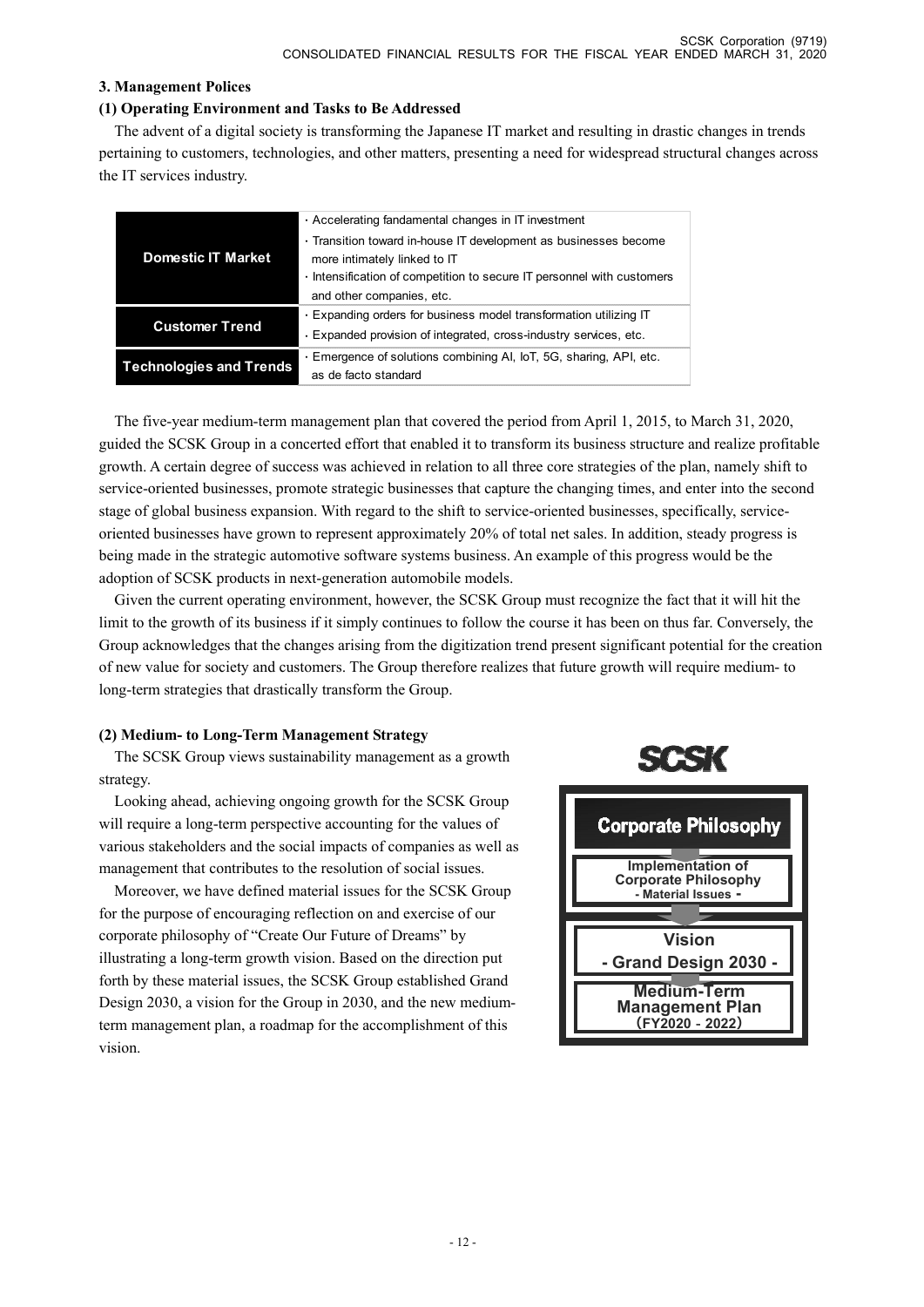### 3. Management Polices

#### (1) Operating Environment and Tasks to Be Addressed

The advent of a digital society is transforming the Japanese IT market and resulting in drastic changes in trends pertaining to customers, technologies, and other matters, presenting a need for widespread structural changes across the IT services industry.

| | |
|---|---|
| **Domestic IT Market** | ・Accelerating fandamental changes in IT investment<br>・Transition toward in-house IT development as businesses become more intimately linked to IT<br>・Intensification of competition to secure IT personnel with customers and other companies, etc. |
| **Customer Trend** | ・Expanding orders for business model transformation utilizing IT<br>・Expanded provision of integrated, cross-industry services, etc. |
| **Technologies and Trends** | ・Emergence of solutions combining AI, IoT, 5G, sharing, API, etc. as de facto standard |

The five-year medium-term management plan that covered the period from April 1, 2015, to March 31, 2020, guided the SCSK Group in a concerted effort that enabled it to transform its business structure and realize profitable growth. A certain degree of success was achieved in relation to all three core strategies of the plan, namely shift to service-oriented businesses, promote strategic businesses that capture the changing times, and enter into the second stage of global business expansion. With regard to the shift to service-oriented businesses, specifically, service-oriented businesses have grown to represent approximately 20% of total net sales. In addition, steady progress is being made in the strategic automotive software systems business. An example of this progress would be the adoption of SCSK products in next-generation automobile models.

Given the current operating environment, however, the SCSK Group must recognize the fact that it will hit the limit to the growth of its business if it simply continues to follow the course it has been on thus far. Conversely, the Group acknowledges that the changes arising from the digitization trend present significant potential for the creation of new value for society and customers. The Group therefore realizes that future growth will require medium- to long-term strategies that drastically transform the Group.

#### (2) Medium- to Long-Term Management Strategy

The SCSK Group views sustainability management as a growth strategy.

Looking ahead, achieving ongoing growth for the SCSK Group will require a long-term perspective accounting for the values of various stakeholders and the social impacts of companies as well as management that contributes to the resolution of social issues.

Moreover, we have defined material issues for the SCSK Group for the purpose of encouraging reflection on and exercise of our corporate philosophy of "Create Our Future of Dreams" by illustrating a long-term growth vision. Based on the direction put forth by these material issues, the SCSK Group established Grand Design 2030, a vision for the Group in 2030, and the new medium-term management plan, a roadmap for the accomplishment of this vision.

**SCSK**

**Corporate Philosophy**

↓

**Implementation of Corporate Philosophy - Material Issues -**

↓

**Vision - Grand Design 2030 -**

↓

**Medium-Term Management Plan (FY2020 - 2022)**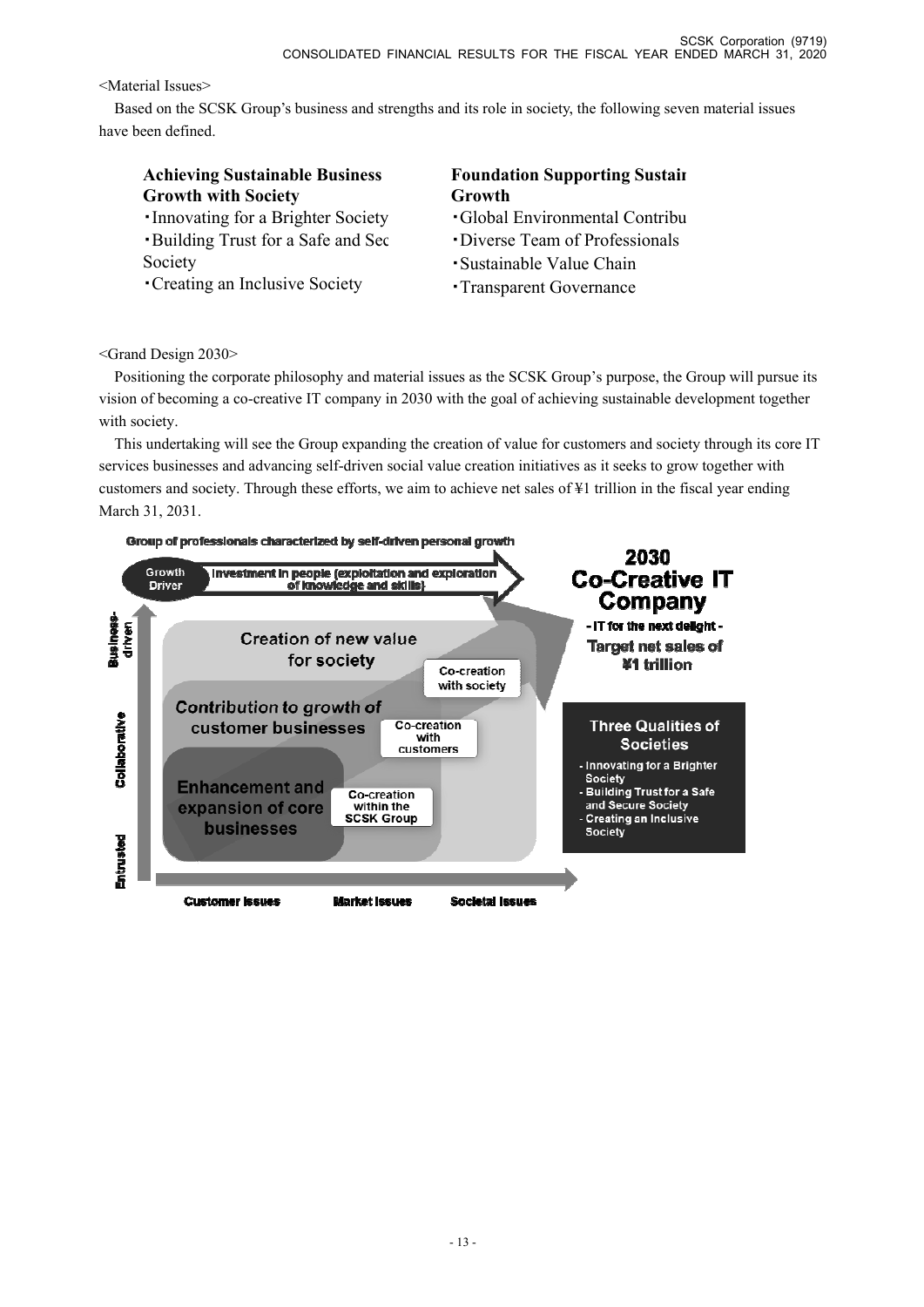<Material Issues>

Based on the SCSK Group's business and strengths and its role in society, the following seven material issues have been defined.

**Achieving Sustainable Business Growth with Society**

- Innovating for a Brighter Society
- Building Trust for a Safe and Sec Society
- Creating an Inclusive Society

**Foundation Supporting Sustair Growth**

- Global Environmental Contribu
- Diverse Team of Professionals
- Sustainable Value Chain
- Transparent Governance

<Grand Design 2030>

Positioning the corporate philosophy and material issues as the SCSK Group's purpose, the Group will pursue its vision of becoming a co-creative IT company in 2030 with the goal of achieving sustainable development together with society.

This undertaking will see the Group expanding the creation of value for customers and society through its core IT services businesses and advancing self-driven social value creation initiatives as it seeks to grow together with customers and society. Through these efforts, we aim to achieve net sales of ¥1 trillion in the fiscal year ending March 31, 2031.

Group of professionals characterized by self-driven personal growth

Growth Driver — Investment in people (exploitation and exploration of knowledge and skills)

**2030 Co-Creative IT Company**
- IT for the next delight -
Target net sales of ¥1 trillion

Business-driven / Collaborative / Entrusted

- Creation of new value for society — Co-creation with society
- Contribution to growth of customer businesses — Co-creation with customers
- Enhancement and expansion of core businesses — Co-creation within the SCSK Group

Customer issues / Market issues / Societal issues

**Three Qualities of Societies**
- Innovating for a Brighter Society
- Building Trust for a Safe and Secure Society
- Creating an Inclusive Society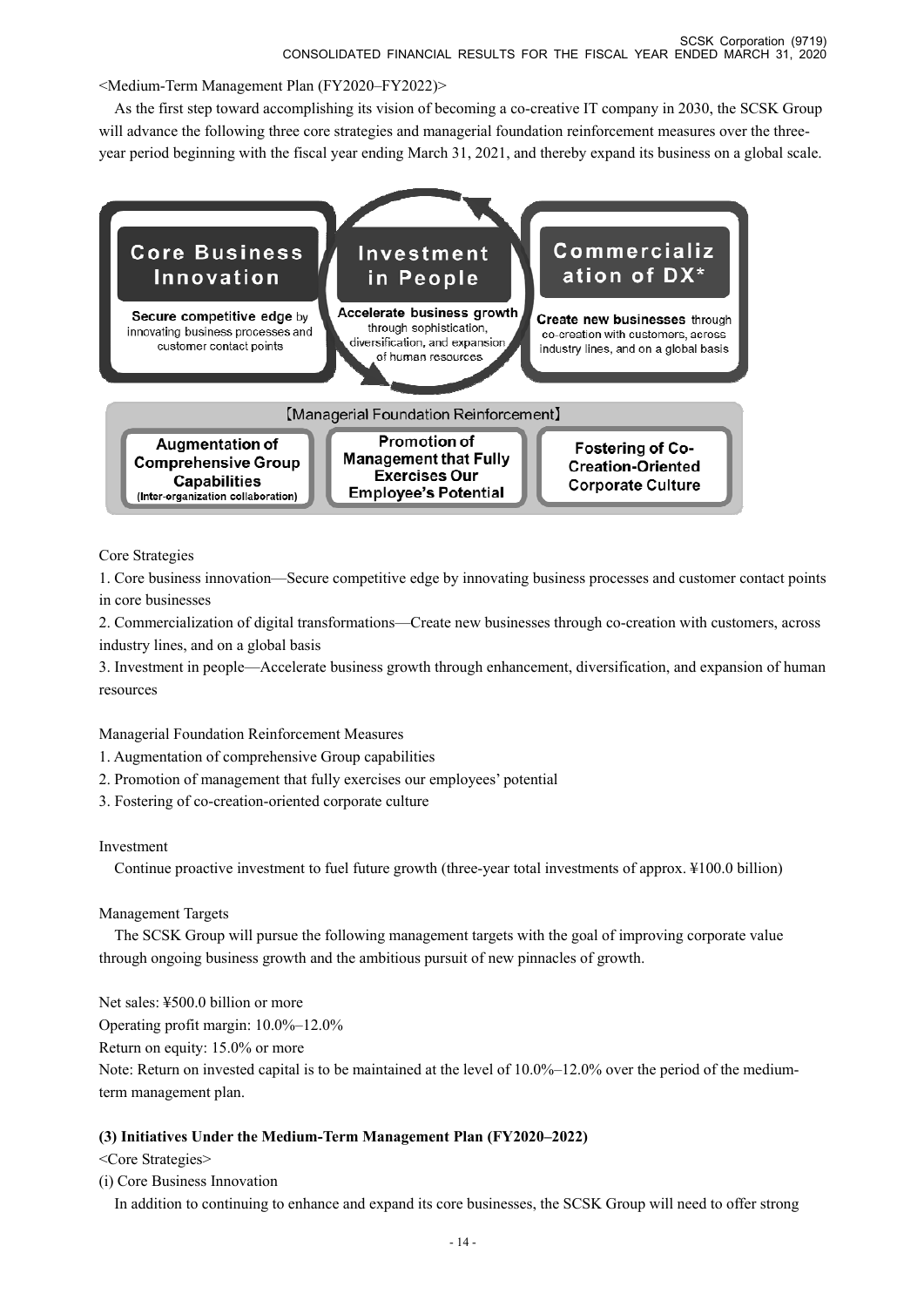<Medium-Term Management Plan (FY2020–FY2022)>

As the first step toward accomplishing its vision of becoming a co-creative IT company in 2030, the SCSK Group will advance the following three core strategies and managerial foundation reinforcement measures over the three-year period beginning with the fiscal year ending March 31, 2021, and thereby expand its business on a global scale.

**Core Business Innovation**
**Secure competitive edge** by innovating business processes and customer contact points

**Investment in People**
**Accelerate business growth** through sophistication, diversification, and expansion of human resources

**Commercialization of DX***
**Create new businesses** through co-creation with customers, across industry lines, and on a global basis

【Managerial Foundation Reinforcement】

**Augmentation of Comprehensive Group Capabilities** (Inter-organization collaboration)

**Promotion of Management that Fully Exercises Our Employee's Potential**

**Fostering of Co-Creation-Oriented Corporate Culture**

Core Strategies

1. Core business innovation—Secure competitive edge by innovating business processes and customer contact points in core businesses
2. Commercialization of digital transformations—Create new businesses through co-creation with customers, across industry lines, and on a global basis
3. Investment in people—Accelerate business growth through enhancement, diversification, and expansion of human resources

Managerial Foundation Reinforcement Measures

1. Augmentation of comprehensive Group capabilities
2. Promotion of management that fully exercises our employees' potential
3. Fostering of co-creation-oriented corporate culture

Investment

Continue proactive investment to fuel future growth (three-year total investments of approx. ¥100.0 billion)

Management Targets

The SCSK Group will pursue the following management targets with the goal of improving corporate value through ongoing business growth and the ambitious pursuit of new pinnacles of growth.

Net sales: ¥500.0 billion or more
Operating profit margin: 10.0%–12.0%
Return on equity: 15.0% or more
Note: Return on invested capital is to be maintained at the level of 10.0%–12.0% over the period of the medium-term management plan.

**(3) Initiatives Under the Medium-Term Management Plan (FY2020–2022)**

<Core Strategies>

(i) Core Business Innovation

In addition to continuing to enhance and expand its core businesses, the SCSK Group will need to offer strong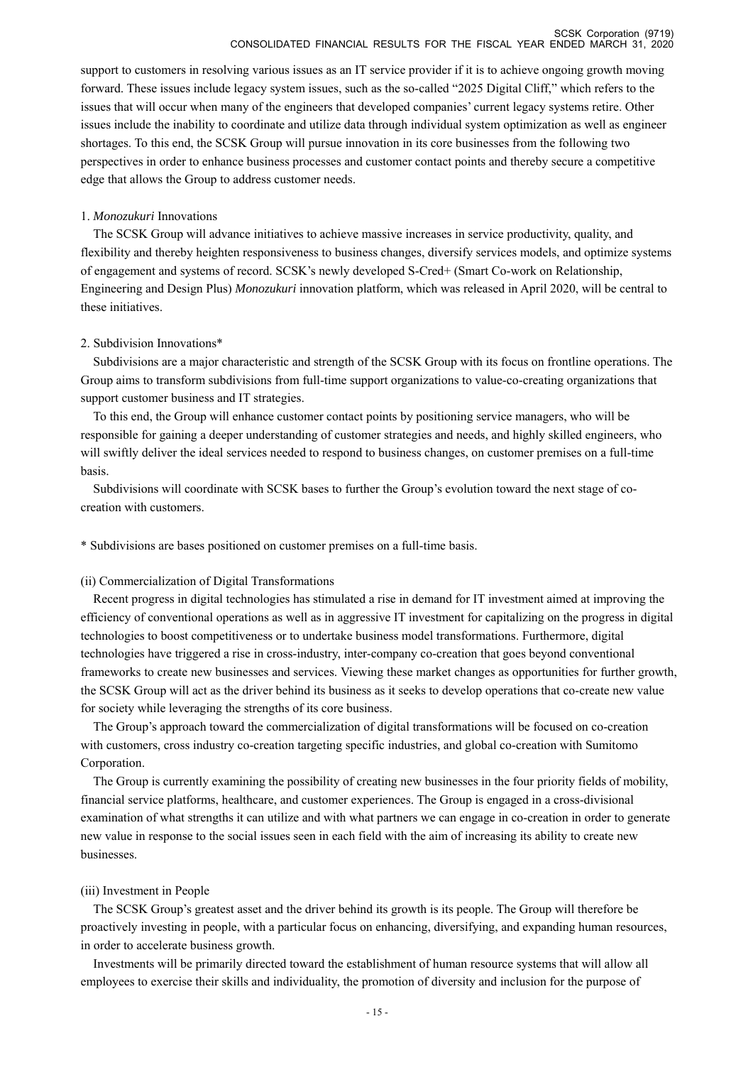support to customers in resolving various issues as an IT service provider if it is to achieve ongoing growth moving forward. These issues include legacy system issues, such as the so-called "2025 Digital Cliff," which refers to the issues that will occur when many of the engineers that developed companies' current legacy systems retire. Other issues include the inability to coordinate and utilize data through individual system optimization as well as engineer shortages. To this end, the SCSK Group will pursue innovation in its core businesses from the following two perspectives in order to enhance business processes and customer contact points and thereby secure a competitive edge that allows the Group to address customer needs.

1. *Monozukuri* Innovations

The SCSK Group will advance initiatives to achieve massive increases in service productivity, quality, and flexibility and thereby heighten responsiveness to business changes, diversify services models, and optimize systems of engagement and systems of record. SCSK's newly developed S-Cred+ (Smart Co-work on Relationship, Engineering and Design Plus) *Monozukuri* innovation platform, which was released in April 2020, will be central to these initiatives.

2. Subdivision Innovations*

Subdivisions are a major characteristic and strength of the SCSK Group with its focus on frontline operations. The Group aims to transform subdivisions from full-time support organizations to value-co-creating organizations that support customer business and IT strategies.

To this end, the Group will enhance customer contact points by positioning service managers, who will be responsible for gaining a deeper understanding of customer strategies and needs, and highly skilled engineers, who will swiftly deliver the ideal services needed to respond to business changes, on customer premises on a full-time basis.

Subdivisions will coordinate with SCSK bases to further the Group's evolution toward the next stage of co-creation with customers.

* Subdivisions are bases positioned on customer premises on a full-time basis.

(ii) Commercialization of Digital Transformations

Recent progress in digital technologies has stimulated a rise in demand for IT investment aimed at improving the efficiency of conventional operations as well as in aggressive IT investment for capitalizing on the progress in digital technologies to boost competitiveness or to undertake business model transformations. Furthermore, digital technologies have triggered a rise in cross-industry, inter-company co-creation that goes beyond conventional frameworks to create new businesses and services. Viewing these market changes as opportunities for further growth, the SCSK Group will act as the driver behind its business as it seeks to develop operations that co-create new value for society while leveraging the strengths of its core business.

The Group's approach toward the commercialization of digital transformations will be focused on co-creation with customers, cross industry co-creation targeting specific industries, and global co-creation with Sumitomo Corporation.

The Group is currently examining the possibility of creating new businesses in the four priority fields of mobility, financial service platforms, healthcare, and customer experiences. The Group is engaged in a cross-divisional examination of what strengths it can utilize and with what partners we can engage in co-creation in order to generate new value in response to the social issues seen in each field with the aim of increasing its ability to create new businesses.

(iii) Investment in People

The SCSK Group's greatest asset and the driver behind its growth is its people. The Group will therefore be proactively investing in people, with a particular focus on enhancing, diversifying, and expanding human resources, in order to accelerate business growth.

Investments will be primarily directed toward the establishment of human resource systems that will allow all employees to exercise their skills and individuality, the promotion of diversity and inclusion for the purpose of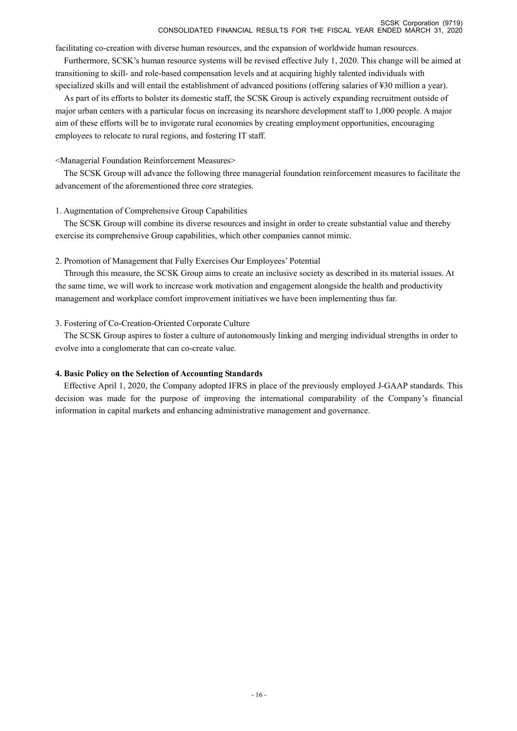facilitating co-creation with diverse human resources, and the expansion of worldwide human resources.

Furthermore, SCSK's human resource systems will be revised effective July 1, 2020. This change will be aimed at transitioning to skill- and role-based compensation levels and at acquiring highly talented individuals with specialized skills and will entail the establishment of advanced positions (offering salaries of ¥30 million a year).

As part of its efforts to bolster its domestic staff, the SCSK Group is actively expanding recruitment outside of major urban centers with a particular focus on increasing its nearshore development staff to 1,000 people. A major aim of these efforts will be to invigorate rural economies by creating employment opportunities, encouraging employees to relocate to rural regions, and fostering IT staff.

<Managerial Foundation Reinforcement Measures>

The SCSK Group will advance the following three managerial foundation reinforcement measures to facilitate the advancement of the aforementioned three core strategies.

1. Augmentation of Comprehensive Group Capabilities

The SCSK Group will combine its diverse resources and insight in order to create substantial value and thereby exercise its comprehensive Group capabilities, which other companies cannot mimic.

2. Promotion of Management that Fully Exercises Our Employees' Potential

Through this measure, the SCSK Group aims to create an inclusive society as described in its material issues. At the same time, we will work to increase work motivation and engagement alongside the health and productivity management and workplace comfort improvement initiatives we have been implementing thus far.

3. Fostering of Co-Creation-Oriented Corporate Culture

The SCSK Group aspires to foster a culture of autonomously linking and merging individual strengths in order to evolve into a conglomerate that can co-create value.

**4. Basic Policy on the Selection of Accounting Standards**

Effective April 1, 2020, the Company adopted IFRS in place of the previously employed J-GAAP standards. This decision was made for the purpose of improving the international comparability of the Company's financial information in capital markets and enhancing administrative management and governance.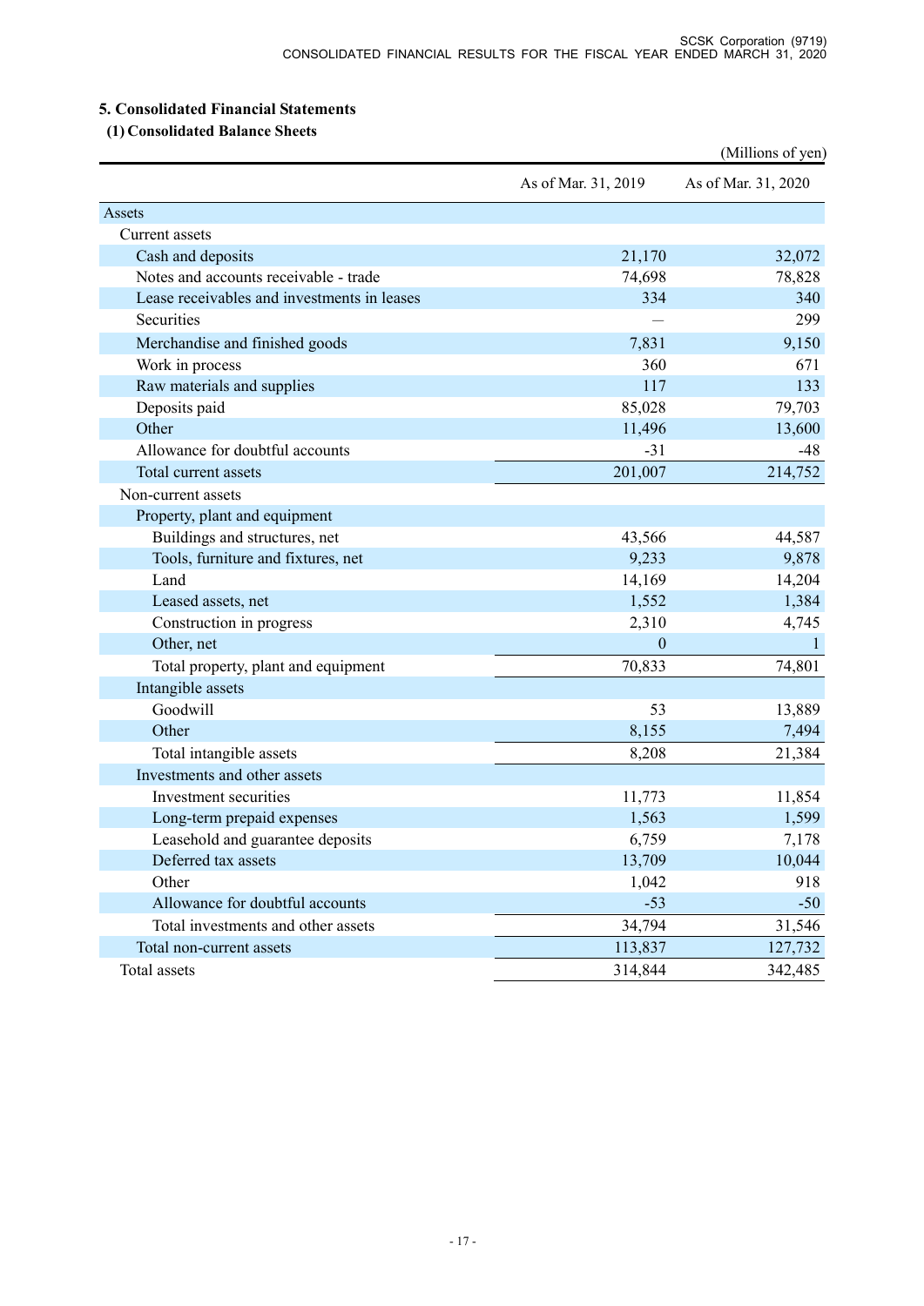## 5. Consolidated Financial Statements

### (1) Consolidated Balance Sheets

(Millions of yen)

| | As of Mar. 31, 2019 | As of Mar. 31, 2020 |
|---|---|---|
| Assets | | |
| Current assets | | |
| Cash and deposits | 21,170 | 32,072 |
| Notes and accounts receivable - trade | 74,698 | 78,828 |
| Lease receivables and investments in leases | 334 | 340 |
| Securities | — | 299 |
| Merchandise and finished goods | 7,831 | 9,150 |
| Work in process | 360 | 671 |
| Raw materials and supplies | 117 | 133 |
| Deposits paid | 85,028 | 79,703 |
| Other | 11,496 | 13,600 |
| Allowance for doubtful accounts | -31 | -48 |
| Total current assets | 201,007 | 214,752 |
| Non-current assets | | |
| Property, plant and equipment | | |
| Buildings and structures, net | 43,566 | 44,587 |
| Tools, furniture and fixtures, net | 9,233 | 9,878 |
| Land | 14,169 | 14,204 |
| Leased assets, net | 1,552 | 1,384 |
| Construction in progress | 2,310 | 4,745 |
| Other, net | 0 | 1 |
| Total property, plant and equipment | 70,833 | 74,801 |
| Intangible assets | | |
| Goodwill | 53 | 13,889 |
| Other | 8,155 | 7,494 |
| Total intangible assets | 8,208 | 21,384 |
| Investments and other assets | | |
| Investment securities | 11,773 | 11,854 |
| Long-term prepaid expenses | 1,563 | 1,599 |
| Leasehold and guarantee deposits | 6,759 | 7,178 |
| Deferred tax assets | 13,709 | 10,044 |
| Other | 1,042 | 918 |
| Allowance for doubtful accounts | -53 | -50 |
| Total investments and other assets | 34,794 | 31,546 |
| Total non-current assets | 113,837 | 127,732 |
| Total assets | 314,844 | 342,485 |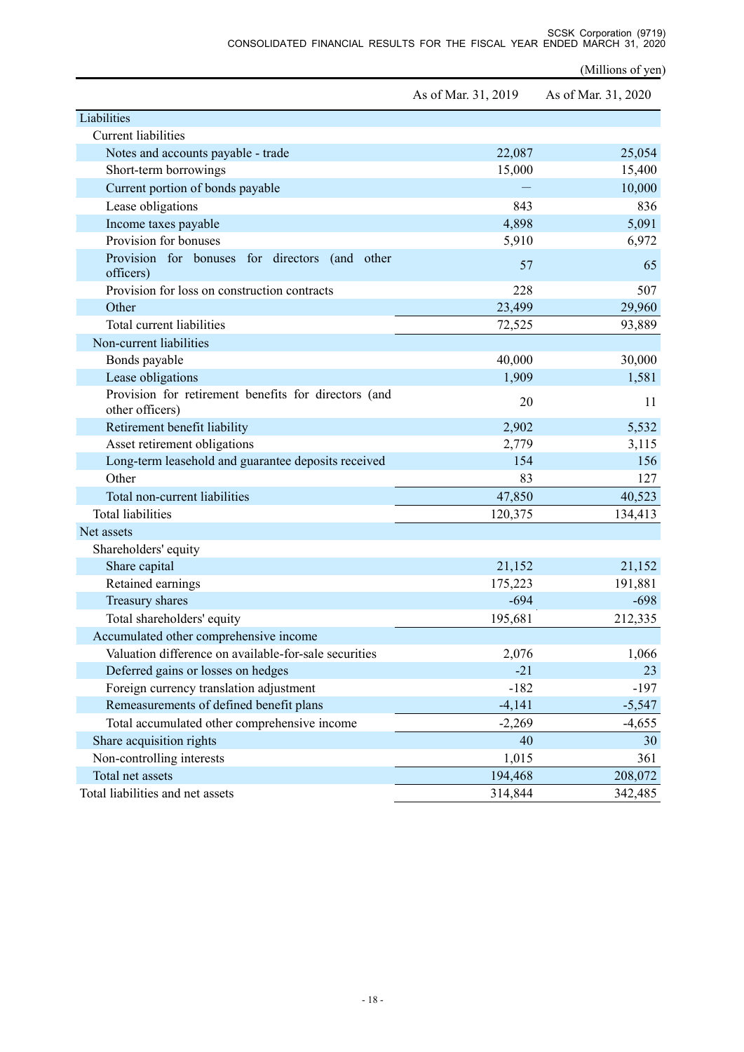(Millions of yen)

| | As of Mar. 31, 2019 | As of Mar. 31, 2020 |
|---|---|---|
| Liabilities | | |
| Current liabilities | | |
| Notes and accounts payable - trade | 22,087 | 25,054 |
| Short-term borrowings | 15,000 | 15,400 |
| Current portion of bonds payable | — | 10,000 |
| Lease obligations | 843 | 836 |
| Income taxes payable | 4,898 | 5,091 |
| Provision for bonuses | 5,910 | 6,972 |
| Provision for bonuses for directors (and other officers) | 57 | 65 |
| Provision for loss on construction contracts | 228 | 507 |
| Other | 23,499 | 29,960 |
| Total current liabilities | 72,525 | 93,889 |
| Non-current liabilities | | |
| Bonds payable | 40,000 | 30,000 |
| Lease obligations | 1,909 | 1,581 |
| Provision for retirement benefits for directors (and other officers) | 20 | 11 |
| Retirement benefit liability | 2,902 | 5,532 |
| Asset retirement obligations | 2,779 | 3,115 |
| Long-term leasehold and guarantee deposits received | 154 | 156 |
| Other | 83 | 127 |
| Total non-current liabilities | 47,850 | 40,523 |
| Total liabilities | 120,375 | 134,413 |
| Net assets | | |
| Shareholders' equity | | |
| Share capital | 21,152 | 21,152 |
| Retained earnings | 175,223 | 191,881 |
| Treasury shares | -694 | -698 |
| Total shareholders' equity | 195,681 | 212,335 |
| Accumulated other comprehensive income | | |
| Valuation difference on available-for-sale securities | 2,076 | 1,066 |
| Deferred gains or losses on hedges | -21 | 23 |
| Foreign currency translation adjustment | -182 | -197 |
| Remeasurements of defined benefit plans | -4,141 | -5,547 |
| Total accumulated other comprehensive income | -2,269 | -4,655 |
| Share acquisition rights | 40 | 30 |
| Non-controlling interests | 1,015 | 361 |
| Total net assets | 194,468 | 208,072 |
| Total liabilities and net assets | 314,844 | 342,485 |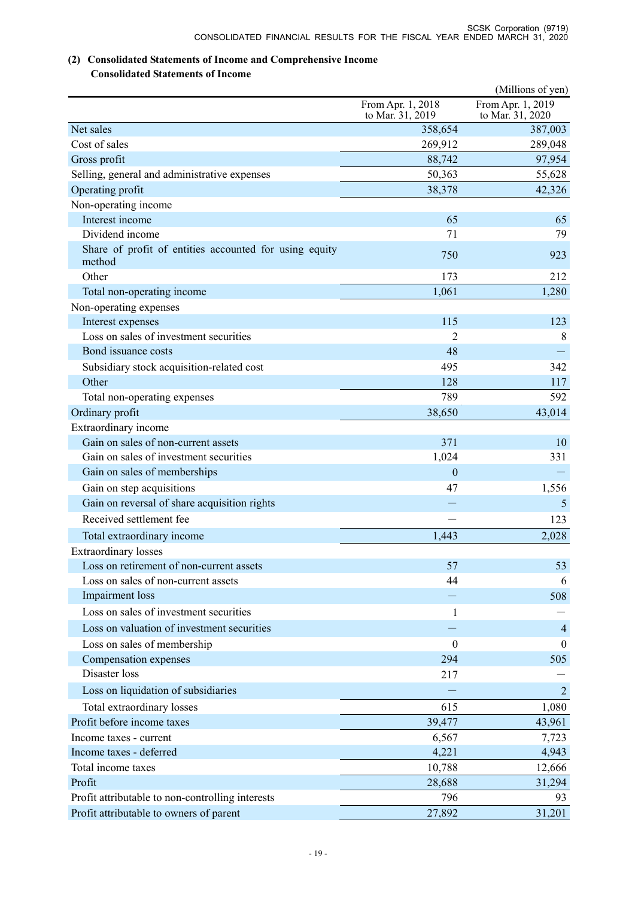### (2) Consolidated Statements of Income and Comprehensive Income

**Consolidated Statements of Income**

(Millions of yen)

| | From Apr. 1, 2018 to Mar. 31, 2019 | From Apr. 1, 2019 to Mar. 31, 2020 |
|---|---|---|
| Net sales | 358,654 | 387,003 |
| Cost of sales | 269,912 | 289,048 |
| Gross profit | 88,742 | 97,954 |
| Selling, general and administrative expenses | 50,363 | 55,628 |
| Operating profit | 38,378 | 42,326 |
| Non-operating income | | |
| Interest income | 65 | 65 |
| Dividend income | 71 | 79 |
| Share of profit of entities accounted for using equity method | 750 | 923 |
| Other | 173 | 212 |
| Total non-operating income | 1,061 | 1,280 |
| Non-operating expenses | | |
| Interest expenses | 115 | 123 |
| Loss on sales of investment securities | 2 | 8 |
| Bond issuance costs | 48 | — |
| Subsidiary stock acquisition-related cost | 495 | 342 |
| Other | 128 | 117 |
| Total non-operating expenses | 789 | 592 |
| Ordinary profit | 38,650 | 43,014 |
| Extraordinary income | | |
| Gain on sales of non-current assets | 371 | 10 |
| Gain on sales of investment securities | 1,024 | 331 |
| Gain on sales of memberships | 0 | — |
| Gain on step acquisitions | 47 | 1,556 |
| Gain on reversal of share acquisition rights | — | 5 |
| Received settlement fee | — | 123 |
| Total extraordinary income | 1,443 | 2,028 |
| Extraordinary losses | | |
| Loss on retirement of non-current assets | 57 | 53 |
| Loss on sales of non-current assets | 44 | 6 |
| Impairment loss | — | 508 |
| Loss on sales of investment securities | 1 | — |
| Loss on valuation of investment securities | — | 4 |
| Loss on sales of membership | 0 | 0 |
| Compensation expenses | 294 | 505 |
| Disaster loss | 217 | — |
| Loss on liquidation of subsidiaries | — | 2 |
| Total extraordinary losses | 615 | 1,080 |
| Profit before income taxes | 39,477 | 43,961 |
| Income taxes - current | 6,567 | 7,723 |
| Income taxes - deferred | 4,221 | 4,943 |
| Total income taxes | 10,788 | 12,666 |
| Profit | 28,688 | 31,294 |
| Profit attributable to non-controlling interests | 796 | 93 |
| Profit attributable to owners of parent | 27,892 | 31,201 |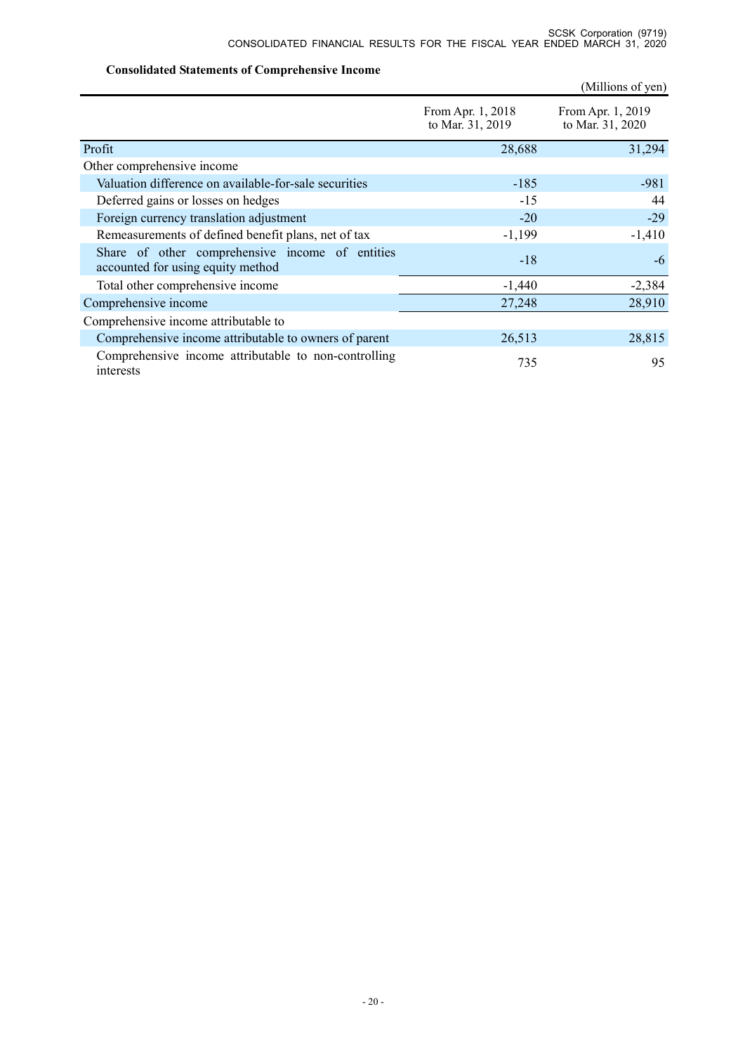### Consolidated Statements of Comprehensive Income

(Millions of yen)

| | From Apr. 1, 2018 to Mar. 31, 2019 | From Apr. 1, 2019 to Mar. 31, 2020 |
|---|---|---|
| Profit | 28,688 | 31,294 |
| Other comprehensive income | | |
| Valuation difference on available-for-sale securities | -185 | -981 |
| Deferred gains or losses on hedges | -15 | 44 |
| Foreign currency translation adjustment | -20 | -29 |
| Remeasurements of defined benefit plans, net of tax | -1,199 | -1,410 |
| Share of other comprehensive income of entities accounted for using equity method | -18 | -6 |
| Total other comprehensive income | -1,440 | -2,384 |
| Comprehensive income | 27,248 | 28,910 |
| Comprehensive income attributable to | | |
| Comprehensive income attributable to owners of parent | 26,513 | 28,815 |
| Comprehensive income attributable to non-controlling interests | 735 | 95 |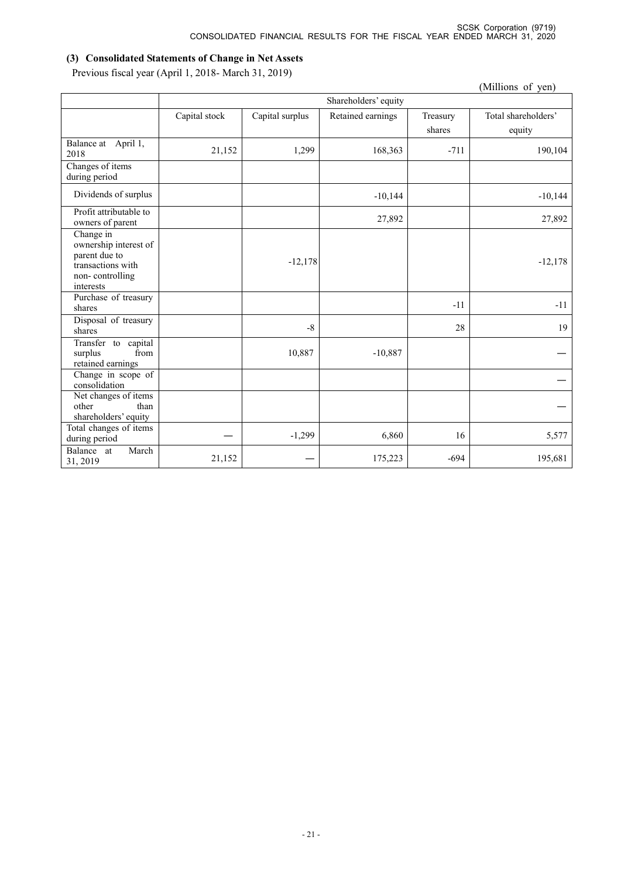### (3) Consolidated Statements of Change in Net Assets

Previous fiscal year (April 1, 2018- March 31, 2019)

(Millions of yen)

| | Shareholders' equity | | | | |
|---|---|---|---|---|---|
| | Capital stock | Capital surplus | Retained earnings | Treasury shares | Total shareholders' equity |
| Balance at April 1, 2018 | 21,152 | 1,299 | 168,363 | -711 | 190,104 |
| Changes of items during period | | | | | |
| Dividends of surplus | | | -10,144 | | -10,144 |
| Profit attributable to owners of parent | | | 27,892 | | 27,892 |
| Change in ownership interest of parent due to transactions with non- controlling interests | | -12,178 | | | -12,178 |
| Purchase of treasury shares | | | | -11 | -11 |
| Disposal of treasury shares | | -8 | | 28 | 19 |
| Transfer to capital surplus from retained earnings | | 10,887 | -10,887 | | — |
| Change in scope of consolidation | | | | | — |
| Net changes of items other than shareholders' equity | | | | | — |
| Total changes of items during period | — | -1,299 | 6,860 | 16 | 5,577 |
| Balance at March 31, 2019 | 21,152 | — | 175,223 | -694 | 195,681 |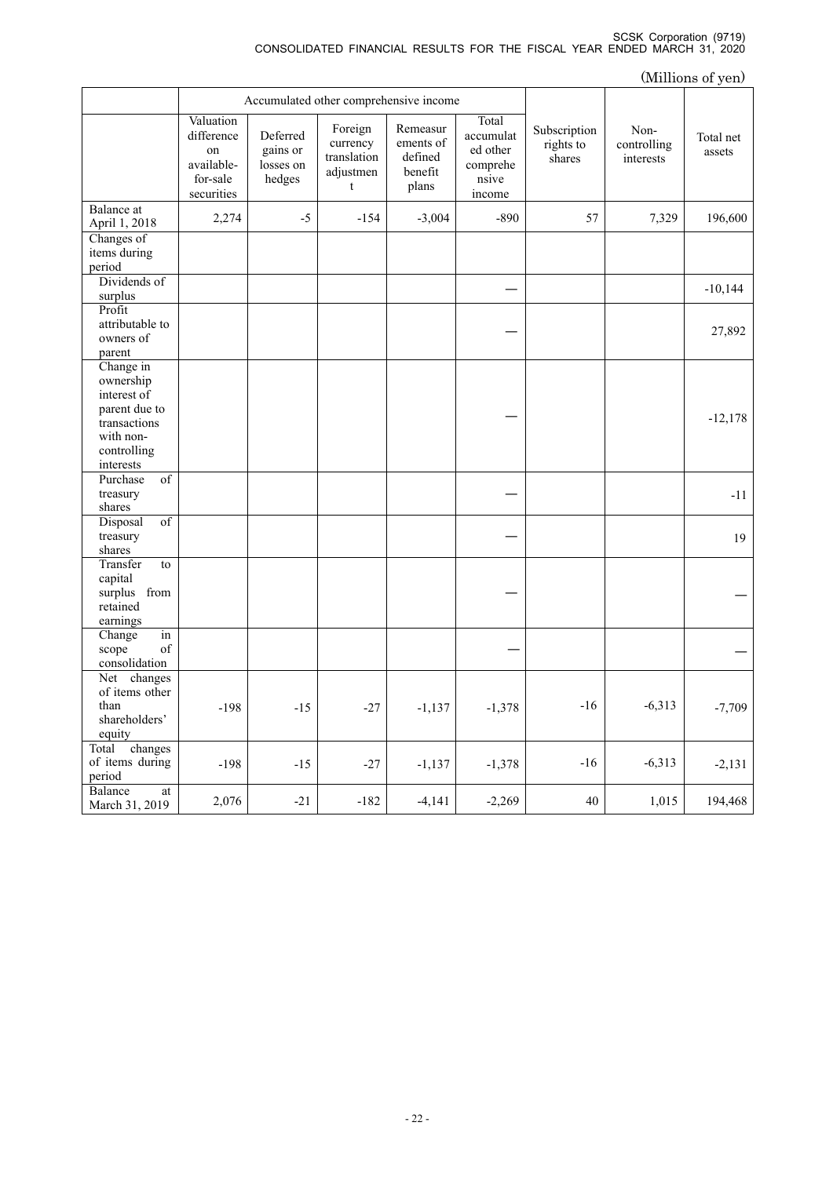(Millions of yen)

| | Accumulated other comprehensive income | | | | | | | |
|---|---|---|---|---|---|---|---|---|
| | Valuation difference on available-for-sale securities | Deferred gains or losses on hedges | Foreign currency translation adjustment | Remeasurements of defined benefit plans | Total accumulated other comprehensive income | Subscription rights to shares | Non-controlling interests | Total net assets |
| Balance at April 1, 2018 | 2,274 | -5 | -154 | -3,004 | -890 | 57 | 7,329 | 196,600 |
| Changes of items during period | | | | | | | | |
| Dividends of surplus | | | | | — | | | -10,144 |
| Profit attributable to owners of parent | | | | | — | | | 27,892 |
| Change in ownership interest of parent due to transactions with non-controlling interests | | | | | — | | | -12,178 |
| Purchase of treasury shares | | | | | — | | | -11 |
| Disposal of treasury shares | | | | | — | | | 19 |
| Transfer to capital surplus from retained earnings | | | | | — | | | — |
| Change in scope of consolidation | | | | | — | | | — |
| Net changes of items other than shareholders' equity | -198 | -15 | -27 | -1,137 | -1,378 | -16 | -6,313 | -7,709 |
| Total changes of items during period | -198 | -15 | -27 | -1,137 | -1,378 | -16 | -6,313 | -2,131 |
| Balance at March 31, 2019 | 2,076 | -21 | -182 | -4,141 | -2,269 | 40 | 1,015 | 194,468 |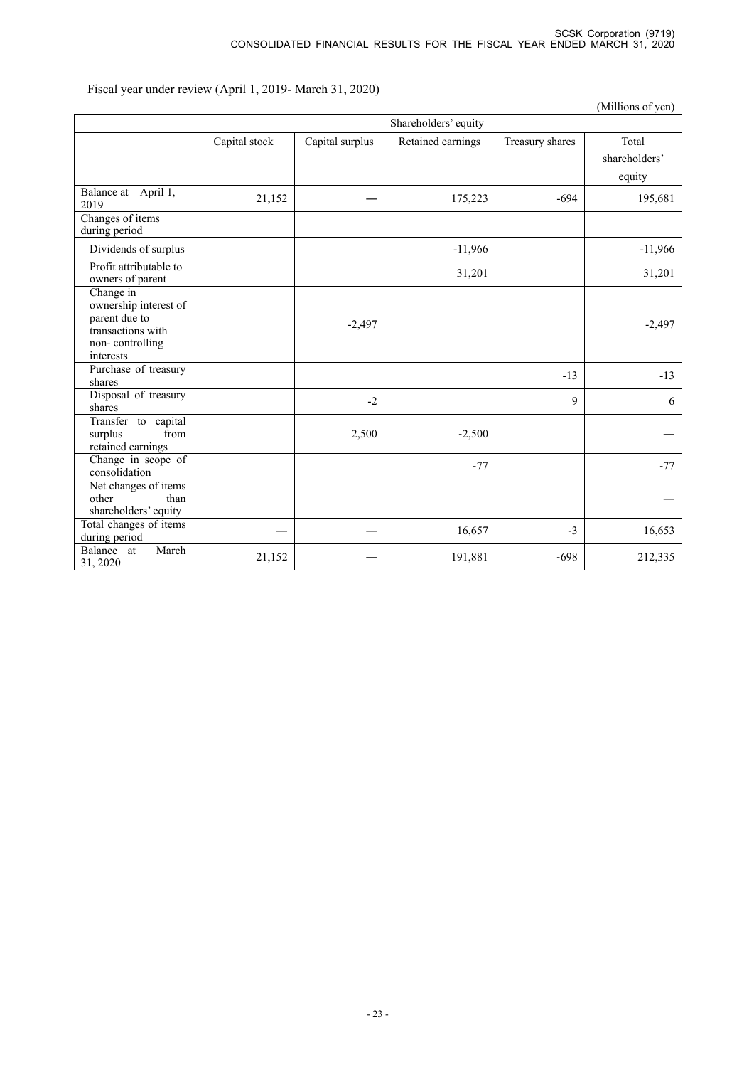Fiscal year under review (April 1, 2019- March 31, 2020)

(Millions of yen)

| | Shareholders' equity | | | | |
|---|---|---|---|---|---|
| | Capital stock | Capital surplus | Retained earnings | Treasury shares | Total shareholders' equity |
| Balance at April 1, 2019 | 21,152 | — | 175,223 | -694 | 195,681 |
| Changes of items during period | | | | | |
| Dividends of surplus | | | -11,966 | | -11,966 |
| Profit attributable to owners of parent | | | 31,201 | | 31,201 |
| Change in ownership interest of parent due to transactions with non- controlling interests | | -2,497 | | | -2,497 |
| Purchase of treasury shares | | | | -13 | -13 |
| Disposal of treasury shares | | -2 | | 9 | 6 |
| Transfer to capital surplus from retained earnings | | 2,500 | -2,500 | | — |
| Change in scope of consolidation | | | -77 | | -77 |
| Net changes of items other than shareholders' equity | | | | | — |
| Total changes of items during period | — | — | 16,657 | -3 | 16,653 |
| Balance at March 31, 2020 | 21,152 | — | 191,881 | -698 | 212,335 |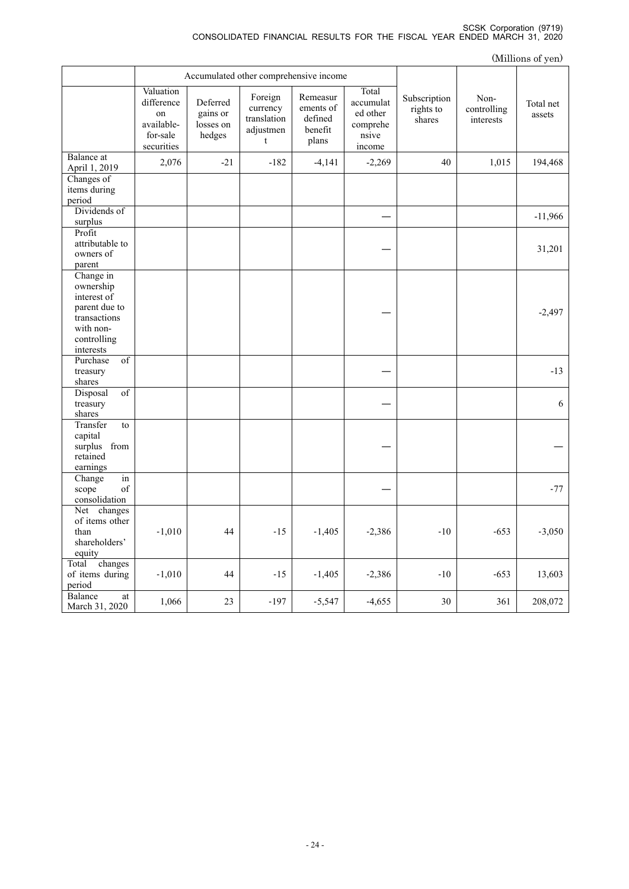(Millions of yen)

| | Accumulated other comprehensive income | | | | | | | |
|---|---|---|---|---|---|---|---|---|
| | Valuation difference on available-for-sale securities | Deferred gains or losses on hedges | Foreign currency translation adjustment | Remeasurements of defined benefit plans | Total accumulated other comprehensive income | Subscription rights to shares | Non-controlling interests | Total net assets |
| Balance at April 1, 2019 | 2,076 | -21 | -182 | -4,141 | -2,269 | 40 | 1,015 | 194,468 |
| Changes of items during period | | | | | | | | |
| Dividends of surplus | | | | | — | | | -11,966 |
| Profit attributable to owners of parent | | | | | — | | | 31,201 |
| Change in ownership interest of parent due to transactions with non-controlling interests | | | | | — | | | -2,497 |
| Purchase of treasury shares | | | | | — | | | -13 |
| Disposal of treasury shares | | | | | — | | | 6 |
| Transfer to capital surplus from retained earnings | | | | | — | | | — |
| Change in scope of consolidation | | | | | — | | | -77 |
| Net changes of items other than shareholders' equity | -1,010 | 44 | -15 | -1,405 | -2,386 | -10 | -653 | -3,050 |
| Total changes of items during period | -1,010 | 44 | -15 | -1,405 | -2,386 | -10 | -653 | 13,603 |
| Balance at March 31, 2020 | 1,066 | 23 | -197 | -5,547 | -4,655 | 30 | 361 | 208,072 |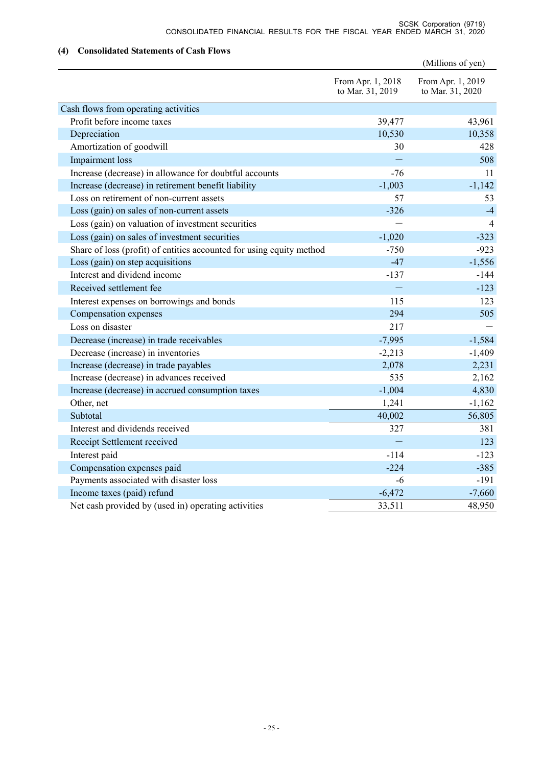### (4) Consolidated Statements of Cash Flows

(Millions of yen)

| | From Apr. 1, 2018 to Mar. 31, 2019 | From Apr. 1, 2019 to Mar. 31, 2020 |
|---|---|---|
| Cash flows from operating activities | | |
| Profit before income taxes | 39,477 | 43,961 |
| Depreciation | 10,530 | 10,358 |
| Amortization of goodwill | 30 | 428 |
| Impairment loss | — | 508 |
| Increase (decrease) in allowance for doubtful accounts | -76 | 11 |
| Increase (decrease) in retirement benefit liability | -1,003 | -1,142 |
| Loss on retirement of non-current assets | 57 | 53 |
| Loss (gain) on sales of non-current assets | -326 | -4 |
| Loss (gain) on valuation of investment securities | — | 4 |
| Loss (gain) on sales of investment securities | -1,020 | -323 |
| Share of loss (profit) of entities accounted for using equity method | -750 | -923 |
| Loss (gain) on step acquisitions | -47 | -1,556 |
| Interest and dividend income | -137 | -144 |
| Received settlement fee | — | -123 |
| Interest expenses on borrowings and bonds | 115 | 123 |
| Compensation expenses | 294 | 505 |
| Loss on disaster | 217 | — |
| Decrease (increase) in trade receivables | -7,995 | -1,584 |
| Decrease (increase) in inventories | -2,213 | -1,409 |
| Increase (decrease) in trade payables | 2,078 | 2,231 |
| Increase (decrease) in advances received | 535 | 2,162 |
| Increase (decrease) in accrued consumption taxes | -1,004 | 4,830 |
| Other, net | 1,241 | -1,162 |
| Subtotal | 40,002 | 56,805 |
| Interest and dividends received | 327 | 381 |
| Receipt Settlement received | — | 123 |
| Interest paid | -114 | -123 |
| Compensation expenses paid | -224 | -385 |
| Payments associated with disaster loss | -6 | -191 |
| Income taxes (paid) refund | -6,472 | -7,660 |
| Net cash provided by (used in) operating activities | 33,511 | 48,950 |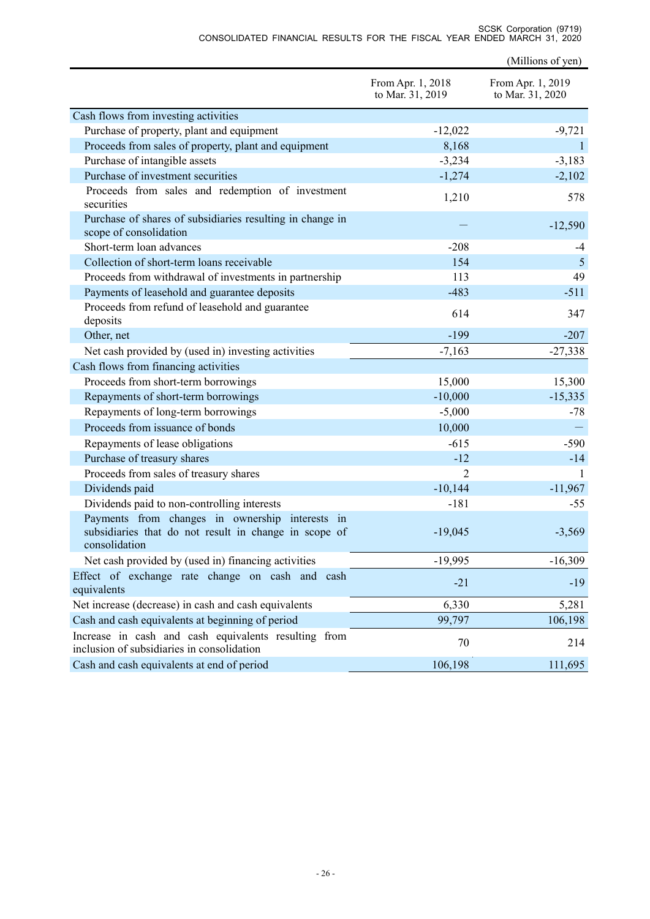(Millions of yen)

| | From Apr. 1, 2018 to Mar. 31, 2019 | From Apr. 1, 2019 to Mar. 31, 2020 |
|---|---|---|
| Cash flows from investing activities | | |
| Purchase of property, plant and equipment | -12,022 | -9,721 |
| Proceeds from sales of property, plant and equipment | 8,168 | 1 |
| Purchase of intangible assets | -3,234 | -3,183 |
| Purchase of investment securities | -1,274 | -2,102 |
| Proceeds from sales and redemption of investment securities | 1,210 | 578 |
| Purchase of shares of subsidiaries resulting in change in scope of consolidation | — | -12,590 |
| Short-term loan advances | -208 | -4 |
| Collection of short-term loans receivable | 154 | 5 |
| Proceeds from withdrawal of investments in partnership | 113 | 49 |
| Payments of leasehold and guarantee deposits | -483 | -511 |
| Proceeds from refund of leasehold and guarantee deposits | 614 | 347 |
| Other, net | -199 | -207 |
| Net cash provided by (used in) investing activities | -7,163 | -27,338 |
| Cash flows from financing activities | | |
| Proceeds from short-term borrowings | 15,000 | 15,300 |
| Repayments of short-term borrowings | -10,000 | -15,335 |
| Repayments of long-term borrowings | -5,000 | -78 |
| Proceeds from issuance of bonds | 10,000 | — |
| Repayments of lease obligations | -615 | -590 |
| Purchase of treasury shares | -12 | -14 |
| Proceeds from sales of treasury shares | 2 | 1 |
| Dividends paid | -10,144 | -11,967 |
| Dividends paid to non-controlling interests | -181 | -55 |
| Payments from changes in ownership interests in subsidiaries that do not result in change in scope of consolidation | -19,045 | -3,569 |
| Net cash provided by (used in) financing activities | -19,995 | -16,309 |
| Effect of exchange rate change on cash and cash equivalents | -21 | -19 |
| Net increase (decrease) in cash and cash equivalents | 6,330 | 5,281 |
| Cash and cash equivalents at beginning of period | 99,797 | 106,198 |
| Increase in cash and cash equivalents resulting from inclusion of subsidiaries in consolidation | 70 | 214 |
| Cash and cash equivalents at end of period | 106,198 | 111,695 |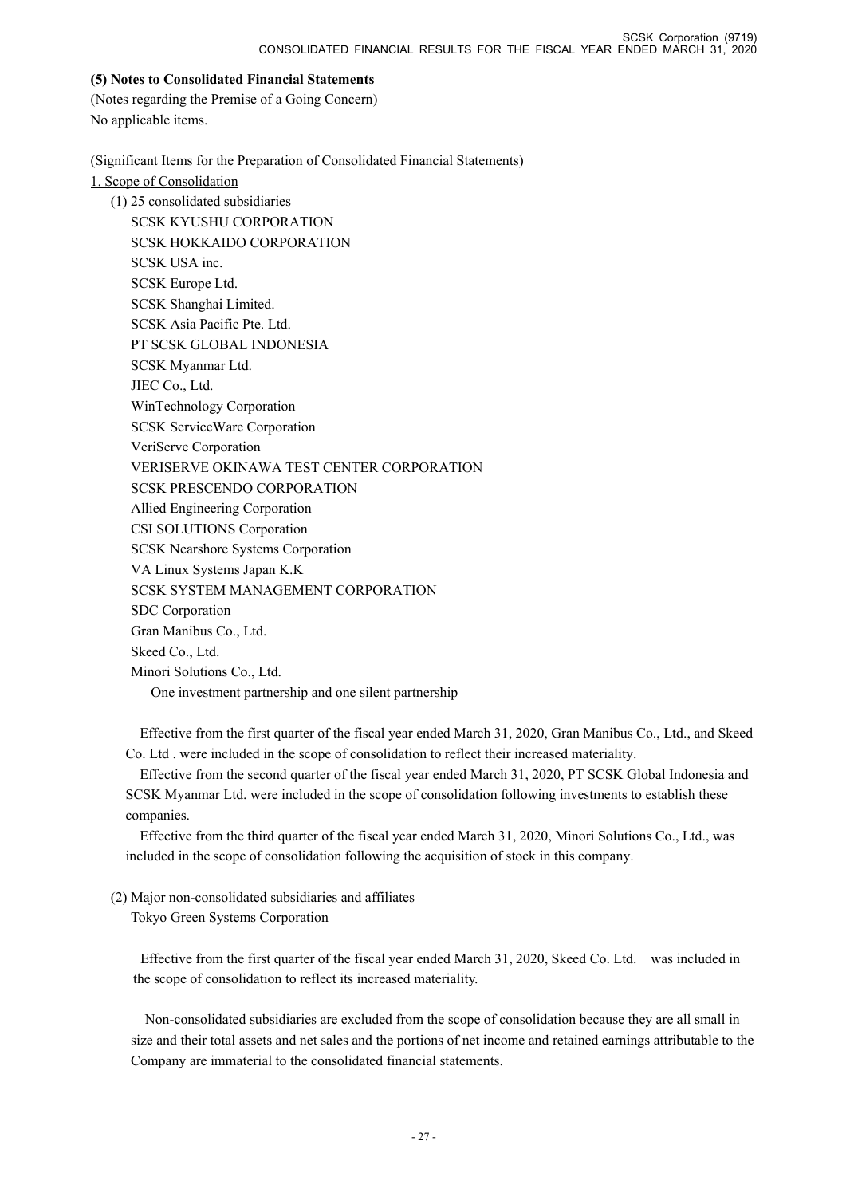**(5) Notes to Consolidated Financial Statements**

(Notes regarding the Premise of a Going Concern)

No applicable items.

(Significant Items for the Preparation of Consolidated Financial Statements)

1. Scope of Consolidation

(1) 25 consolidated subsidiaries

SCSK KYUSHU CORPORATION
SCSK HOKKAIDO CORPORATION
SCSK USA inc.
SCSK Europe Ltd.
SCSK Shanghai Limited.
SCSK Asia Pacific Pte. Ltd.
PT SCSK GLOBAL INDONESIA
SCSK Myanmar Ltd.
JIEC Co., Ltd.
WinTechnology Corporation
SCSK ServiceWare Corporation
VeriServe Corporation
VERISERVE OKINAWA TEST CENTER CORPORATION
SCSK PRESCENDO CORPORATION
Allied Engineering Corporation
CSI SOLUTIONS Corporation
SCSK Nearshore Systems Corporation
VA Linux Systems Japan K.K
SCSK SYSTEM MANAGEMENT CORPORATION
SDC Corporation
Gran Manibus Co., Ltd.
Skeed Co., Ltd.
Minori Solutions Co., Ltd.
One investment partnership and one silent partnership

Effective from the first quarter of the fiscal year ended March 31, 2020, Gran Manibus Co., Ltd., and Skeed Co. Ltd . were included in the scope of consolidation to reflect their increased materiality.

Effective from the second quarter of the fiscal year ended March 31, 2020, PT SCSK Global Indonesia and SCSK Myanmar Ltd. were included in the scope of consolidation following investments to establish these companies.

Effective from the third quarter of the fiscal year ended March 31, 2020, Minori Solutions Co., Ltd., was included in the scope of consolidation following the acquisition of stock in this company.

(2) Major non-consolidated subsidiaries and affiliates

Tokyo Green Systems Corporation

Effective from the first quarter of the fiscal year ended March 31, 2020, Skeed Co. Ltd.　was included in the scope of consolidation to reflect its increased materiality.

Non-consolidated subsidiaries are excluded from the scope of consolidation because they are all small in size and their total assets and net sales and the portions of net income and retained earnings attributable to the Company are immaterial to the consolidated financial statements.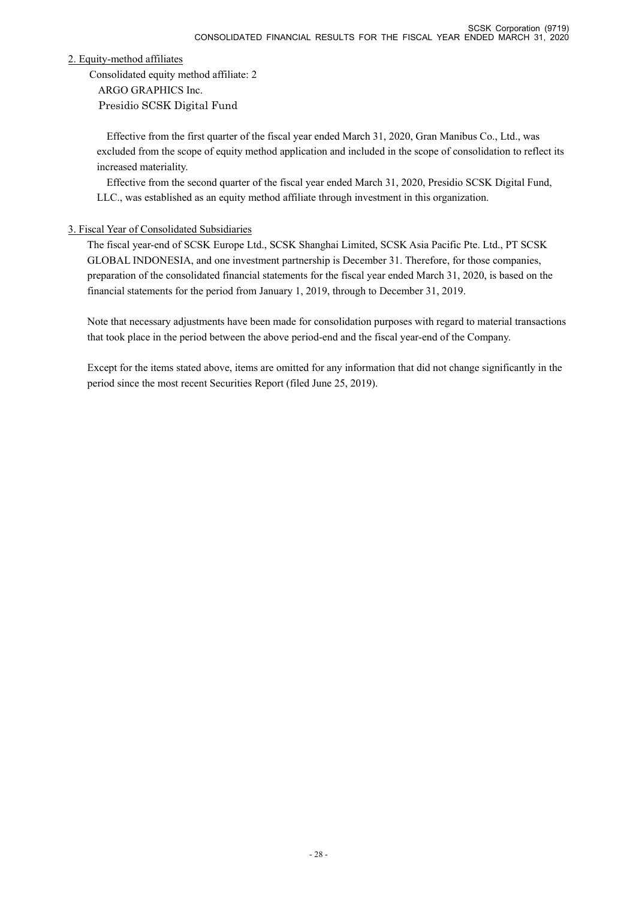2. Equity-method affiliates

Consolidated equity method affiliate: 2

ARGO GRAPHICS Inc.

Presidio SCSK Digital Fund

Effective from the first quarter of the fiscal year ended March 31, 2020, Gran Manibus Co., Ltd., was excluded from the scope of equity method application and included in the scope of consolidation to reflect its increased materiality.

Effective from the second quarter of the fiscal year ended March 31, 2020, Presidio SCSK Digital Fund, LLC., was established as an equity method affiliate through investment in this organization.

3. Fiscal Year of Consolidated Subsidiaries

The fiscal year-end of SCSK Europe Ltd., SCSK Shanghai Limited, SCSK Asia Pacific Pte. Ltd., PT SCSK GLOBAL INDONESIA, and one investment partnership is December 31. Therefore, for those companies, preparation of the consolidated financial statements for the fiscal year ended March 31, 2020, is based on the financial statements for the period from January 1, 2019, through to December 31, 2019.

Note that necessary adjustments have been made for consolidation purposes with regard to material transactions that took place in the period between the above period-end and the fiscal year-end of the Company.

Except for the items stated above, items are omitted for any information that did not change significantly in the period since the most recent Securities Report (filed June 25, 2019).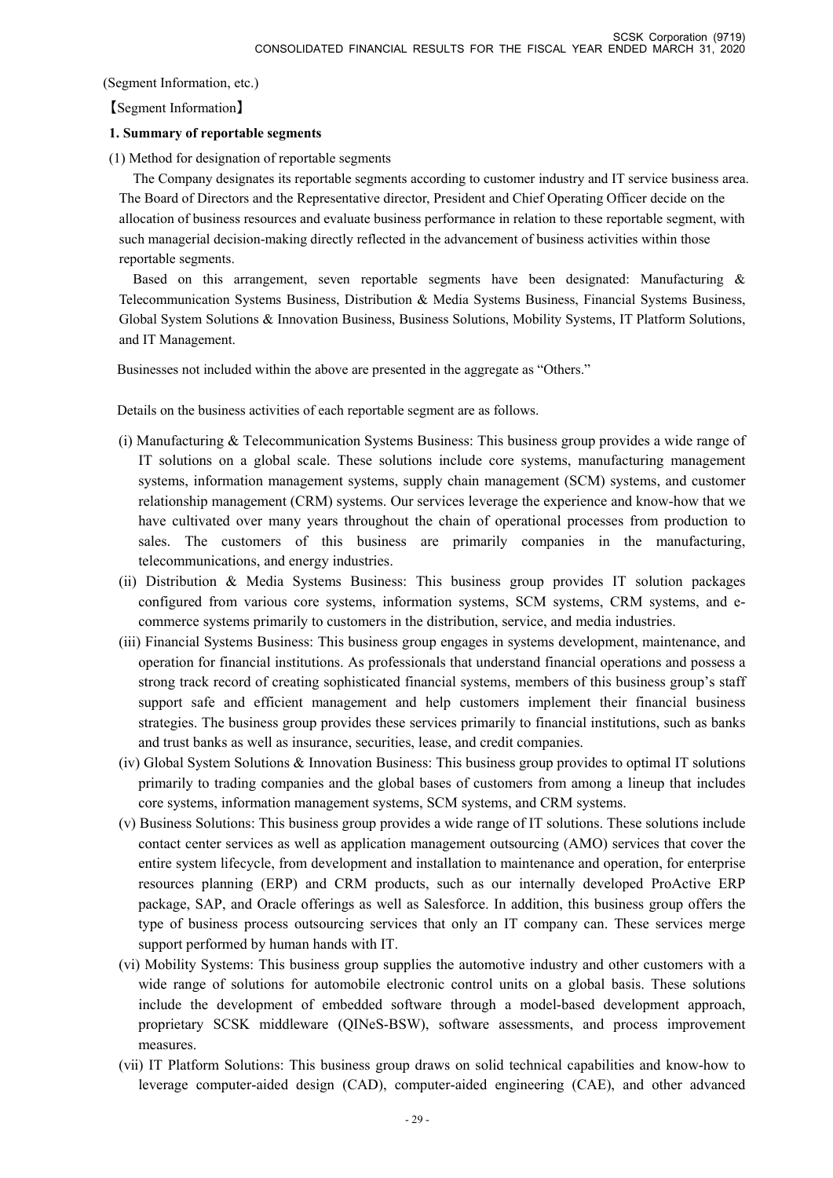(Segment Information, etc.)

【Segment Information】

### 1. Summary of reportable segments

(1) Method for designation of reportable segments

The Company designates its reportable segments according to customer industry and IT service business area. The Board of Directors and the Representative director, President and Chief Operating Officer decide on the allocation of business resources and evaluate business performance in relation to these reportable segment, with such managerial decision-making directly reflected in the advancement of business activities within those reportable segments.

Based on this arrangement, seven reportable segments have been designated: Manufacturing & Telecommunication Systems Business, Distribution & Media Systems Business, Financial Systems Business, Global System Solutions & Innovation Business, Business Solutions, Mobility Systems, IT Platform Solutions, and IT Management.

Businesses not included within the above are presented in the aggregate as "Others."

Details on the business activities of each reportable segment are as follows.

(i) Manufacturing & Telecommunication Systems Business: This business group provides a wide range of IT solutions on a global scale. These solutions include core systems, manufacturing management systems, information management systems, supply chain management (SCM) systems, and customer relationship management (CRM) systems. Our services leverage the experience and know-how that we have cultivated over many years throughout the chain of operational processes from production to sales. The customers of this business are primarily companies in the manufacturing, telecommunications, and energy industries.

(ii) Distribution & Media Systems Business: This business group provides IT solution packages configured from various core systems, information systems, SCM systems, CRM systems, and e-commerce systems primarily to customers in the distribution, service, and media industries.

(iii) Financial Systems Business: This business group engages in systems development, maintenance, and operation for financial institutions. As professionals that understand financial operations and possess a strong track record of creating sophisticated financial systems, members of this business group's staff support safe and efficient management and help customers implement their financial business strategies. The business group provides these services primarily to financial institutions, such as banks and trust banks as well as insurance, securities, lease, and credit companies.

(iv) Global System Solutions & Innovation Business: This business group provides to optimal IT solutions primarily to trading companies and the global bases of customers from among a lineup that includes core systems, information management systems, SCM systems, and CRM systems.

(v) Business Solutions: This business group provides a wide range of IT solutions. These solutions include contact center services as well as application management outsourcing (AMO) services that cover the entire system lifecycle, from development and installation to maintenance and operation, for enterprise resources planning (ERP) and CRM products, such as our internally developed ProActive ERP package, SAP, and Oracle offerings as well as Salesforce. In addition, this business group offers the type of business process outsourcing services that only an IT company can. These services merge support performed by human hands with IT.

(vi) Mobility Systems: This business group supplies the automotive industry and other customers with a wide range of solutions for automobile electronic control units on a global basis. These solutions include the development of embedded software through a model-based development approach, proprietary SCSK middleware (QINeS-BSW), software assessments, and process improvement measures.

(vii) IT Platform Solutions: This business group draws on solid technical capabilities and know-how to leverage computer-aided design (CAD), computer-aided engineering (CAE), and other advanced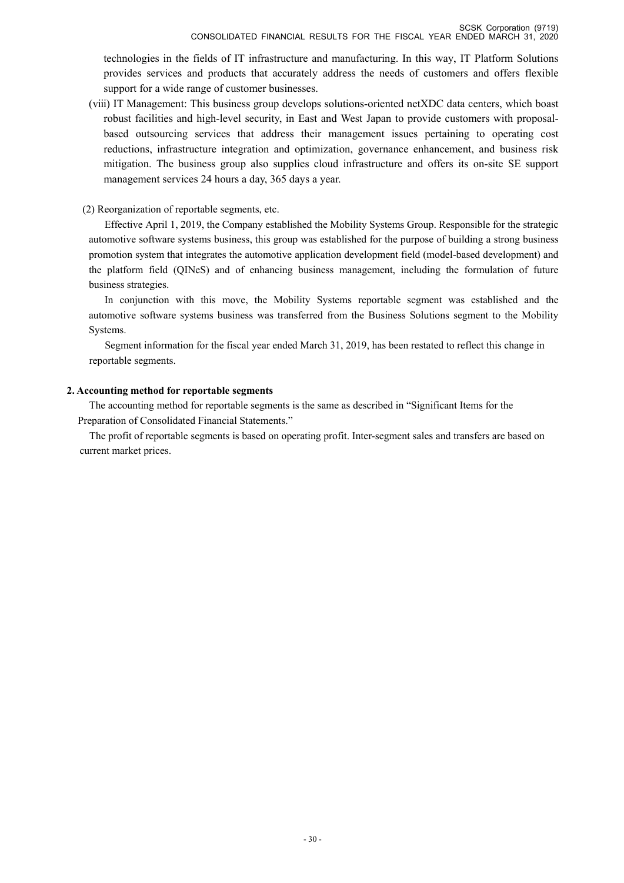technologies in the fields of IT infrastructure and manufacturing. In this way, IT Platform Solutions provides services and products that accurately address the needs of customers and offers flexible support for a wide range of customer businesses.

(viii) IT Management: This business group develops solutions-oriented netXDC data centers, which boast robust facilities and high-level security, in East and West Japan to provide customers with proposal-based outsourcing services that address their management issues pertaining to operating cost reductions, infrastructure integration and optimization, governance enhancement, and business risk mitigation. The business group also supplies cloud infrastructure and offers its on-site SE support management services 24 hours a day, 365 days a year.

(2) Reorganization of reportable segments, etc.

Effective April 1, 2019, the Company established the Mobility Systems Group. Responsible for the strategic automotive software systems business, this group was established for the purpose of building a strong business promotion system that integrates the automotive application development field (model-based development) and the platform field (QINeS) and of enhancing business management, including the formulation of future business strategies.

In conjunction with this move, the Mobility Systems reportable segment was established and the automotive software systems business was transferred from the Business Solutions segment to the Mobility Systems.

Segment information for the fiscal year ended March 31, 2019, has been restated to reflect this change in reportable segments.

**2. Accounting method for reportable segments**

The accounting method for reportable segments is the same as described in "Significant Items for the Preparation of Consolidated Financial Statements."

The profit of reportable segments is based on operating profit. Inter-segment sales and transfers are based on current market prices.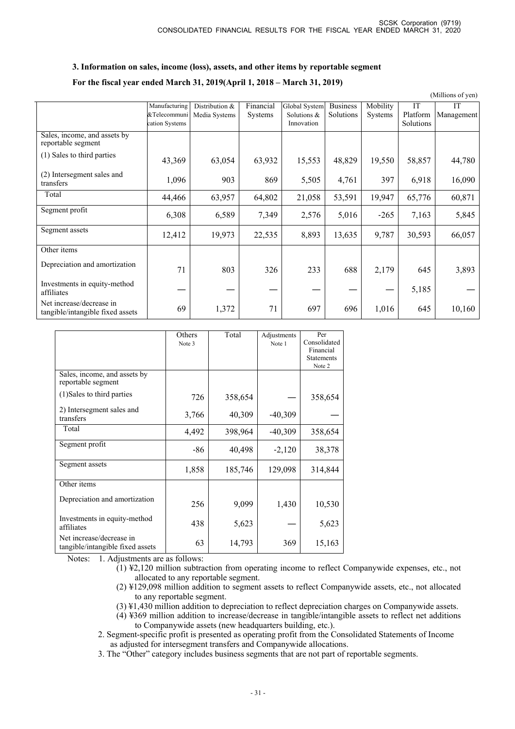### 3. Information on sales, income (loss), assets, and other items by reportable segment

**For the fiscal year ended March 31, 2019(April 1, 2018 – March 31, 2019)**

(Millions of yen)

| | Manufacturing &Telecommunication Systems | Distribution & Media Systems | Financial Systems | Global System Solutions & Innovation | Business Solutions | Mobility Systems | IT Platform Solutions | IT Management |
|---|---|---|---|---|---|---|---|---|
| Sales, income, and assets by reportable segment | | | | | | | | |
| (1) Sales to third parties | 43,369 | 63,054 | 63,932 | 15,553 | 48,829 | 19,550 | 58,857 | 44,780 |
| (2) Intersegment sales and transfers | 1,096 | 903 | 869 | 5,505 | 4,761 | 397 | 6,918 | 16,090 |
| Total | 44,466 | 63,957 | 64,802 | 21,058 | 53,591 | 19,947 | 65,776 | 60,871 |
| Segment profit | 6,308 | 6,589 | 7,349 | 2,576 | 5,016 | -265 | 7,163 | 5,845 |
| Segment assets | 12,412 | 19,973 | 22,535 | 8,893 | 13,635 | 9,787 | 30,593 | 66,057 |
| Other items | | | | | | | | |
| Depreciation and amortization | 71 | 803 | 326 | 233 | 688 | 2,179 | 645 | 3,893 |
| Investments in equity-method affiliates | — | — | — | — | — | — | 5,185 | — |
| Net increase/decrease in tangible/intangible fixed assets | 69 | 1,372 | 71 | 697 | 696 | 1,016 | 645 | 10,160 |

| | Others Note 3 | Total | Adjustments Note 1 | Per Consolidated Financial Statements Note 2 |
|---|---|---|---|---|
| Sales, income, and assets by reportable segment | | | | |
| (1)Sales to third parties | 726 | 358,654 | — | 358,654 |
| 2) Intersegment sales and transfers | 3,766 | 40,309 | -40,309 | — |
| Total | 4,492 | 398,964 | -40,309 | 358,654 |
| Segment profit | -86 | 40,498 | -2,120 | 38,378 |
| Segment assets | 1,858 | 185,746 | 129,098 | 314,844 |
| Other items | | | | |
| Depreciation and amortization | 256 | 9,099 | 1,430 | 10,530 |
| Investments in equity-method affiliates | 438 | 5,623 | — | 5,623 |
| Net increase/decrease in tangible/intangible fixed assets | 63 | 14,793 | 369 | 15,163 |

Notes: 1. Adjustments are as follows:

(1) ¥2,120 million subtraction from operating income to reflect Companywide expenses, etc., not allocated to any reportable segment.

(2) ¥129,098 million addition to segment assets to reflect Companywide assets, etc., not allocated to any reportable segment.

(3) ¥1,430 million addition to depreciation to reflect depreciation charges on Companywide assets.

(4) ¥369 million addition to increase/decrease in tangible/intangible assets to reflect net additions to Companywide assets (new headquarters building, etc.).

2. Segment-specific profit is presented as operating profit from the Consolidated Statements of Income as adjusted for intersegment transfers and Companywide allocations.

3. The "Other" category includes business segments that are not part of reportable segments.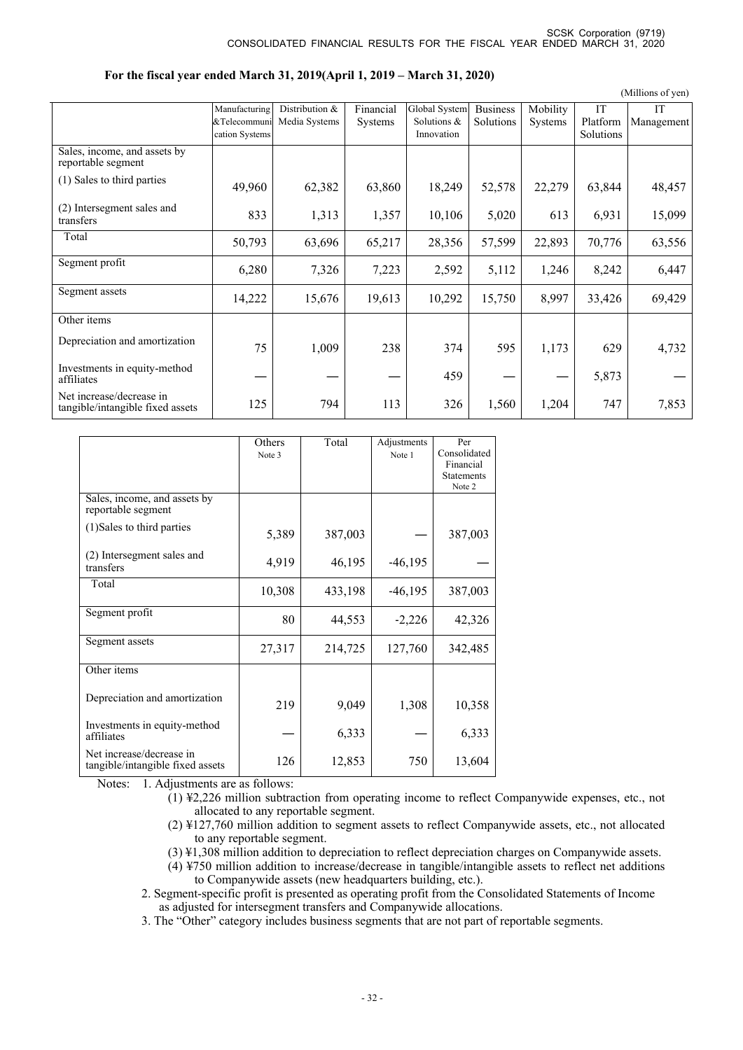**For the fiscal year ended March 31, 2019(April 1, 2019 – March 31, 2020)**

(Millions of yen)

| | Manufacturing &Telecommunication Systems | Distribution & Media Systems | Financial Systems | Global System Solutions & Innovation | Business Solutions | Mobility Systems | IT Platform Solutions | IT Management |
|---|---|---|---|---|---|---|---|---|
| Sales, income, and assets by reportable segment | | | | | | | | |
| (1) Sales to third parties | 49,960 | 62,382 | 63,860 | 18,249 | 52,578 | 22,279 | 63,844 | 48,457 |
| (2) Intersegment sales and transfers | 833 | 1,313 | 1,357 | 10,106 | 5,020 | 613 | 6,931 | 15,099 |
| Total | 50,793 | 63,696 | 65,217 | 28,356 | 57,599 | 22,893 | 70,776 | 63,556 |
| Segment profit | 6,280 | 7,326 | 7,223 | 2,592 | 5,112 | 1,246 | 8,242 | 6,447 |
| Segment assets | 14,222 | 15,676 | 19,613 | 10,292 | 15,750 | 8,997 | 33,426 | 69,429 |
| Other items | | | | | | | | |
| Depreciation and amortization | 75 | 1,009 | 238 | 374 | 595 | 1,173 | 629 | 4,732 |
| Investments in equity-method affiliates | — | — | — | 459 | — | — | 5,873 | — |
| Net increase/decrease in tangible/intangible fixed assets | 125 | 794 | 113 | 326 | 1,560 | 1,204 | 747 | 7,853 |

| | Others Note 3 | Total | Adjustments Note 1 | Per Consolidated Financial Statements Note 2 |
|---|---|---|---|---|
| Sales, income, and assets by reportable segment | | | | |
| (1)Sales to third parties | 5,389 | 387,003 | — | 387,003 |
| (2) Intersegment sales and transfers | 4,919 | 46,195 | -46,195 | — |
| Total | 10,308 | 433,198 | -46,195 | 387,003 |
| Segment profit | 80 | 44,553 | -2,226 | 42,326 |
| Segment assets | 27,317 | 214,725 | 127,760 | 342,485 |
| Other items | | | | |
| Depreciation and amortization | 219 | 9,049 | 1,308 | 10,358 |
| Investments in equity-method affiliates | — | 6,333 | — | 6,333 |
| Net increase/decrease in tangible/intangible fixed assets | 126 | 12,853 | 750 | 13,604 |

Notes: 1. Adjustments are as follows:
(1) ¥2,226 million subtraction from operating income to reflect Companywide expenses, etc., not allocated to any reportable segment.
(2) ¥127,760 million addition to segment assets to reflect Companywide assets, etc., not allocated to any reportable segment.
(3) ¥1,308 million addition to depreciation to reflect depreciation charges on Companywide assets.
(4) ¥750 million addition to increase/decrease in tangible/intangible assets to reflect net additions to Companywide assets (new headquarters building, etc.).
2. Segment-specific profit is presented as operating profit from the Consolidated Statements of Income as adjusted for intersegment transfers and Companywide allocations.
3. The "Other" category includes business segments that are not part of reportable segments.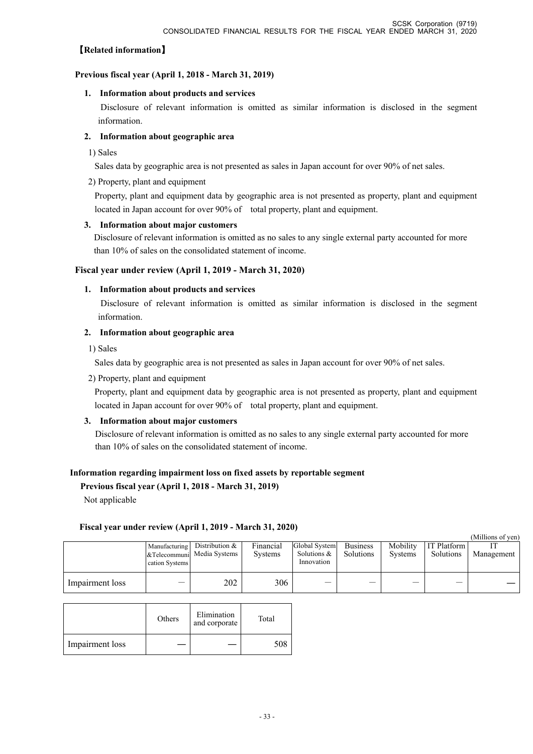## 【Related information】

**Previous fiscal year (April 1, 2018 - March 31, 2019)**

**1. Information about products and services**

Disclosure of relevant information is omitted as similar information is disclosed in the segment information.

**2. Information about geographic area**

1) Sales

Sales data by geographic area is not presented as sales in Japan account for over 90% of net sales.

2) Property, plant and equipment

Property, plant and equipment data by geographic area is not presented as property, plant and equipment located in Japan account for over 90% of total property, plant and equipment.

**3. Information about major customers**

Disclosure of relevant information is omitted as no sales to any single external party accounted for more than 10% of sales on the consolidated statement of income.

**Fiscal year under review (April 1, 2019 - March 31, 2020)**

**1. Information about products and services**

Disclosure of relevant information is omitted as similar information is disclosed in the segment information.

**2. Information about geographic area**

1) Sales

Sales data by geographic area is not presented as sales in Japan account for over 90% of net sales.

2) Property, plant and equipment

Property, plant and equipment data by geographic area is not presented as property, plant and equipment located in Japan account for over 90% of total property, plant and equipment.

**3. Information about major customers**

Disclosure of relevant information is omitted as no sales to any single external party accounted for more than 10% of sales on the consolidated statement of income.

**Information regarding impairment loss on fixed assets by reportable segment**

**Previous fiscal year (April 1, 2018 - March 31, 2019)**

Not applicable

**Fiscal year under review (April 1, 2019 - March 31, 2020)**

(Millions of yen)

| | Manufacturing &Telecommunication Systems | Distribution & Media Systems | Financial Systems | Global System Solutions & Innovation | Business Solutions | Mobility Systems | IT Platform Solutions | IT Management |
|---|---|---|---|---|---|---|---|---|
| Impairment loss | — | 202 | 306 | — | — | — | — | — |

| | Others | Elimination and corporate | Total |
|---|---|---|---|
| Impairment loss | — | — | 508 |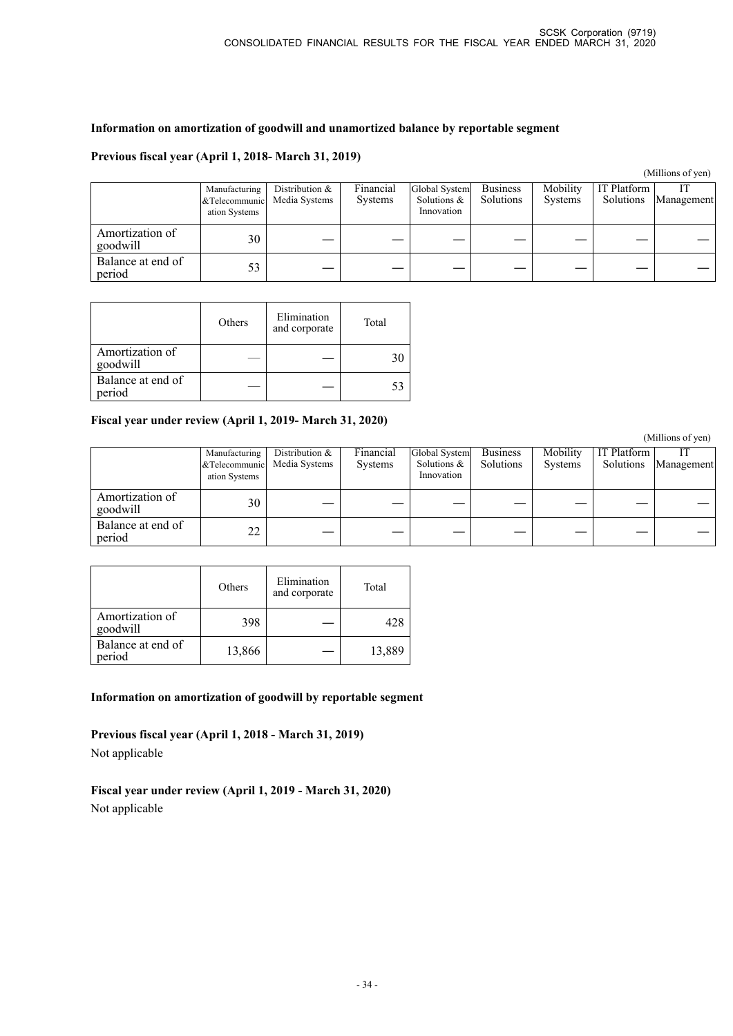**Information on amortization of goodwill and unamortized balance by reportable segment**

**Previous fiscal year (April 1, 2018- March 31, 2019)**

(Millions of yen)

| | Manufacturing &Telecommunication Systems | Distribution & Media Systems | Financial Systems | Global System Solutions & Innovation | Business Solutions | Mobility Systems | IT Platform Solutions | IT Management |
|---|---|---|---|---|---|---|---|---|
| Amortization of goodwill | 30 | — | — | — | — | — | — | — |
| Balance at end of period | 53 | — | — | — | — | — | — | — |

| | Others | Elimination and corporate | Total |
|---|---|---|---|
| Amortization of goodwill | — | — | 30 |
| Balance at end of period | — | — | 53 |

**Fiscal year under review (April 1, 2019- March 31, 2020)**

(Millions of yen)

| | Manufacturing &Telecommunication Systems | Distribution & Media Systems | Financial Systems | Global System Solutions & Innovation | Business Solutions | Mobility Systems | IT Platform Solutions | IT Management |
|---|---|---|---|---|---|---|---|---|
| Amortization of goodwill | 30 | — | — | — | — | — | — | — |
| Balance at end of period | 22 | — | — | — | — | — | — | — |

| | Others | Elimination and corporate | Total |
|---|---|---|---|
| Amortization of goodwill | 398 | — | 428 |
| Balance at end of period | 13,866 | — | 13,889 |

**Information on amortization of goodwill by reportable segment**

**Previous fiscal year (April 1, 2018 - March 31, 2019)**

Not applicable

**Fiscal year under review (April 1, 2019 - March 31, 2020)**

Not applicable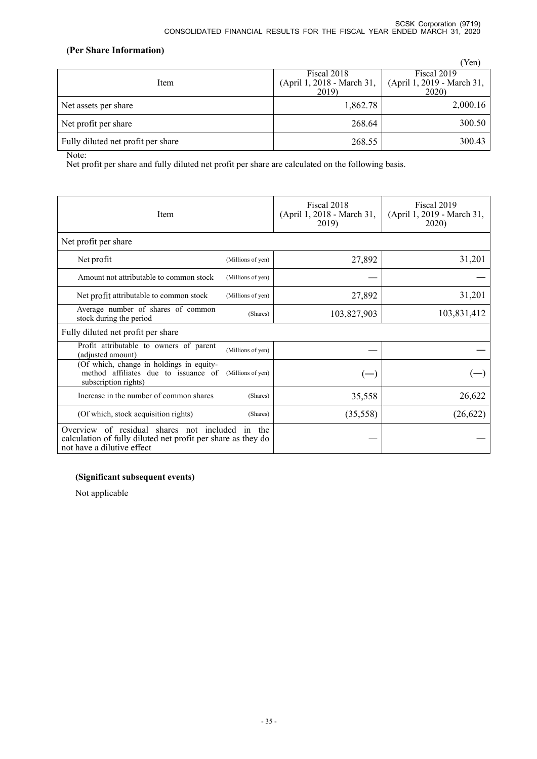### (Per Share Information)

(Yen)

| Item | Fiscal 2018 (April 1, 2018 - March 31, 2019) | Fiscal 2019 (April 1, 2019 - March 31, 2020) |
|---|---|---|
| Net assets per share | 1,862.78 | 2,000.16 |
| Net profit per share | 268.64 | 300.50 |
| Fully diluted net profit per share | 268.55 | 300.43 |

Note:
Net profit per share and fully diluted net profit per share are calculated on the following basis.

| Item | | Fiscal 2018 (April 1, 2018 - March 31, 2019) | Fiscal 2019 (April 1, 2019 - March 31, 2020) |
|---|---|---|---|
| Net profit per share | | | |
| Net profit | (Millions of yen) | 27,892 | 31,201 |
| Amount not attributable to common stock | (Millions of yen) | — | — |
| Net profit attributable to common stock | (Millions of yen) | 27,892 | 31,201 |
| Average number of shares of common stock during the period | (Shares) | 103,827,903 | 103,831,412 |
| Fully diluted net profit per share | | | |
| Profit attributable to owners of parent (adjusted amount) | (Millions of yen) | — | — |
| (Of which, change in holdings in equity-method affiliates due to issuance of subscription rights) | (Millions of yen) | (—) | (—) |
| Increase in the number of common shares | (Shares) | 35,558 | 26,622 |
| (Of which, stock acquisition rights) | (Shares) | (35,558) | (26,622) |
| Overview of residual shares not included in the calculation of fully diluted net profit per share as they do not have a dilutive effect | | — | — |

### (Significant subsequent events)

Not applicable